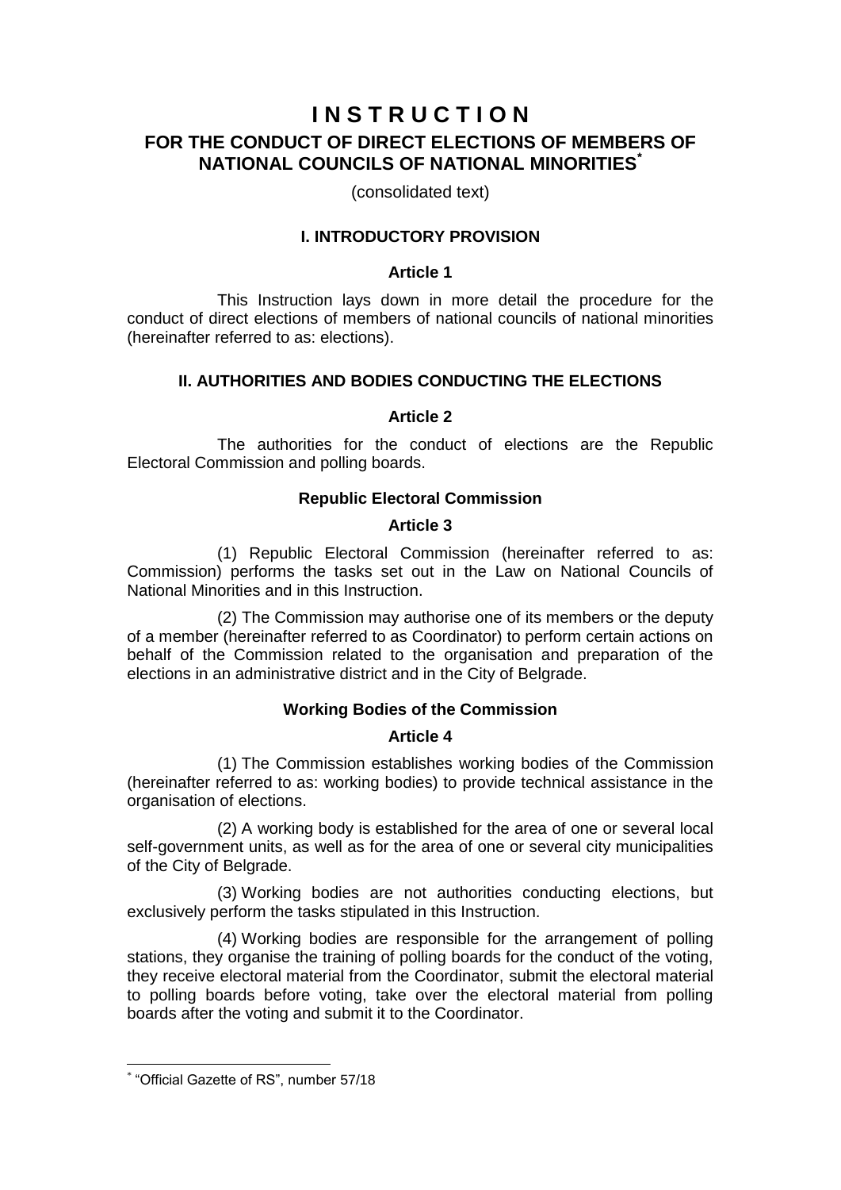# I N S T R U C T I O N

## FOR THE CONDUCT OF DIRECT ELECTIONS OF MEMBERS OF NATIONAL COUNCILS OF NATIONAL MINORITIES[*]

(consolidated text)

### I. INTRODUCTORY PROVISION

#### Article 1

This Instruction lays down in more detail the procedure for the conduct of direct elections of members of national councils of national minorities (hereinafter referred to as: elections).

### II. AUTHORITIES AND BODIES CONDUCTING THE ELECTIONS

#### Article 2

The authorities for the conduct of elections are the Republic Electoral Commission and polling boards.

#### Republic Electoral Commission

#### Article 3

(1) Republic Electoral Commission (hereinafter referred to as: Commission) performs the tasks set out in the Law on National Councils of National Minorities and in this Instruction.

(2) The Commission may authorise one of its members or the deputy of a member (hereinafter referred to as Coordinator) to perform certain actions on behalf of the Commission related to the organisation and preparation of the elections in an administrative district and in the City of Belgrade.

#### Working Bodies of the Commission

#### Article 4

(1) The Commission establishes working bodies of the Commission (hereinafter referred to as: working bodies) to provide technical assistance in the organisation of elections.

(2) A working body is established for the area of one or several local self-government units, as well as for the area of one or several city municipalities of the City of Belgrade.

(3) Working bodies are not authorities conducting elections, but exclusively perform the tasks stipulated in this Instruction.

(4) Working bodies are responsible for the arrangement of polling stations, they organise the training of polling boards for the conduct of the voting, they receive electoral material from the Coordinator, submit the electoral material to polling boards before voting, take over the electoral material from polling boards after the voting and submit it to the Coordinator.

---

[*] "Official Gazette of RS", number 57/18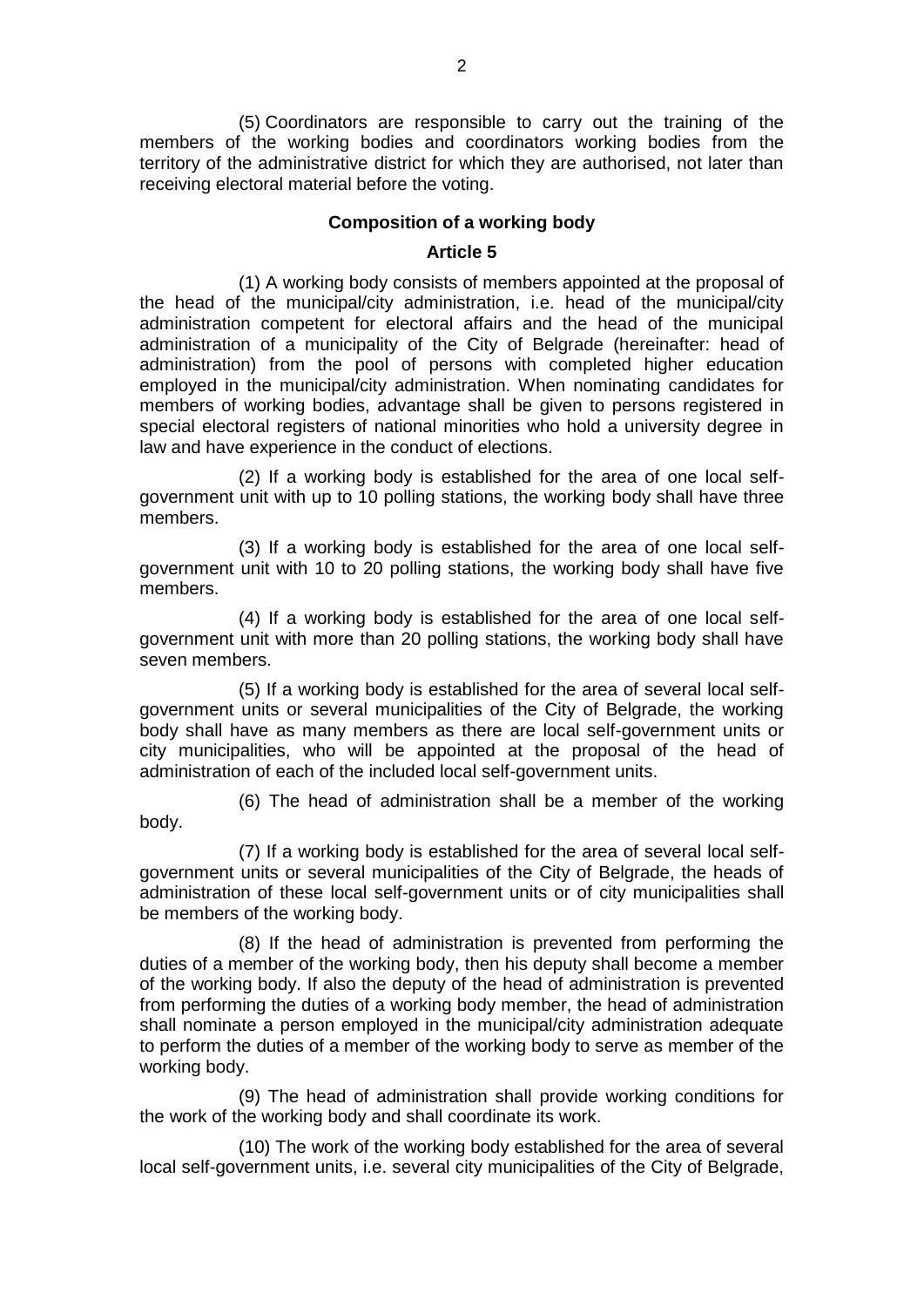(5) Coordinators are responsible to carry out the training of the members of the working bodies and coordinators working bodies from the territory of the administrative district for which they are authorised, not later than receiving electoral material before the voting.

**Composition of a working body**

**Article 5**

(1) A working body consists of members appointed at the proposal of the head of the municipal/city administration, i.e. head of the municipal/city administration competent for electoral affairs and the head of the municipal administration of a municipality of the City of Belgrade (hereinafter: head of administration) from the pool of persons with completed higher education employed in the municipal/city administration. When nominating candidates for members of working bodies, advantage shall be given to persons registered in special electoral registers of national minorities who hold a university degree in law and have experience in the conduct of elections.

(2) If a working body is established for the area of one local self-government unit with up to 10 polling stations, the working body shall have three members.

(3) If a working body is established for the area of one local self-government unit with 10 to 20 polling stations, the working body shall have five members.

(4) If a working body is established for the area of one local self-government unit with more than 20 polling stations, the working body shall have seven members.

(5) If a working body is established for the area of several local self-government units or several municipalities of the City of Belgrade, the working body shall have as many members as there are local self-government units or city municipalities, who will be appointed at the proposal of the head of administration of each of the included local self-government units.

(6) The head of administration shall be a member of the working body.

(7) If a working body is established for the area of several local self-government units or several municipalities of the City of Belgrade, the heads of administration of these local self-government units or of city municipalities shall be members of the working body.

(8) If the head of administration is prevented from performing the duties of a member of the working body, then his deputy shall become a member of the working body. If also the deputy of the head of administration is prevented from performing the duties of a working body member, the head of administration shall nominate a person employed in the municipal/city administration adequate to perform the duties of a member of the working body to serve as member of the working body.

(9) The head of administration shall provide working conditions for the work of the working body and shall coordinate its work.

(10) The work of the working body established for the area of several local self-government units, i.e. several city municipalities of the City of Belgrade,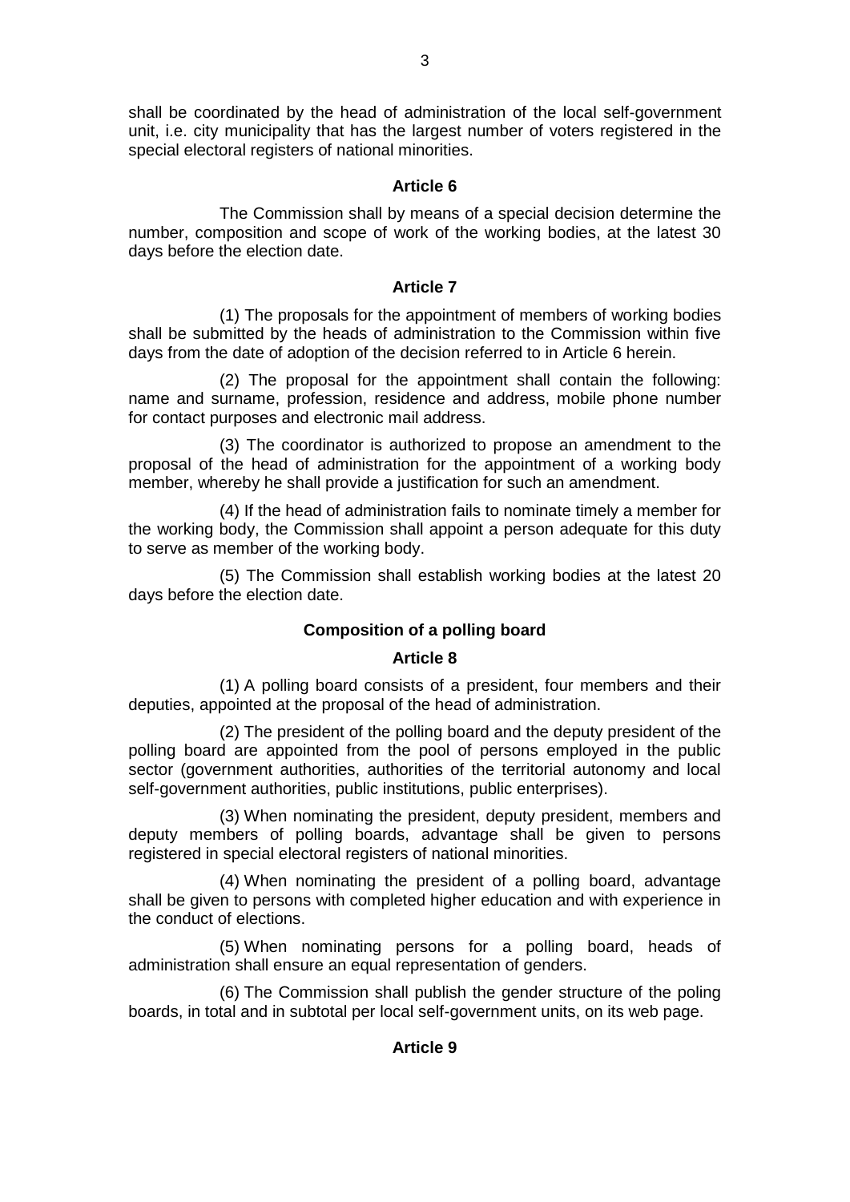shall be coordinated by the head of administration of the local self-government unit, i.e. city municipality that has the largest number of voters registered in the special electoral registers of national minorities.

**Article 6**

The Commission shall by means of a special decision determine the number, composition and scope of work of the working bodies, at the latest 30 days before the election date.

**Article 7**

(1) The proposals for the appointment of members of working bodies shall be submitted by the heads of administration to the Commission within five days from the date of adoption of the decision referred to in Article 6 herein.

(2) The proposal for the appointment shall contain the following: name and surname, profession, residence and address, mobile phone number for contact purposes and electronic mail address.

(3) The coordinator is authorized to propose an amendment to the proposal of the head of administration for the appointment of a working body member, whereby he shall provide a justification for such an amendment.

(4) If the head of administration fails to nominate timely a member for the working body, the Commission shall appoint a person adequate for this duty to serve as member of the working body.

(5) The Commission shall establish working bodies at the latest 20 days before the election date.

**Composition of a polling board**

**Article 8**

(1) A polling board consists of a president, four members and their deputies, appointed at the proposal of the head of administration.

(2) The president of the polling board and the deputy president of the polling board are appointed from the pool of persons employed in the public sector (government authorities, authorities of the territorial autonomy and local self-government authorities, public institutions, public enterprises).

(3) When nominating the president, deputy president, members and deputy members of polling boards, advantage shall be given to persons registered in special electoral registers of national minorities.

(4) When nominating the president of a polling board, advantage shall be given to persons with completed higher education and with experience in the conduct of elections.

(5) When nominating persons for a polling board, heads of administration shall ensure an equal representation of genders.

(6) The Commission shall publish the gender structure of the poling boards, in total and in subtotal per local self-government units, on its web page.

**Article 9**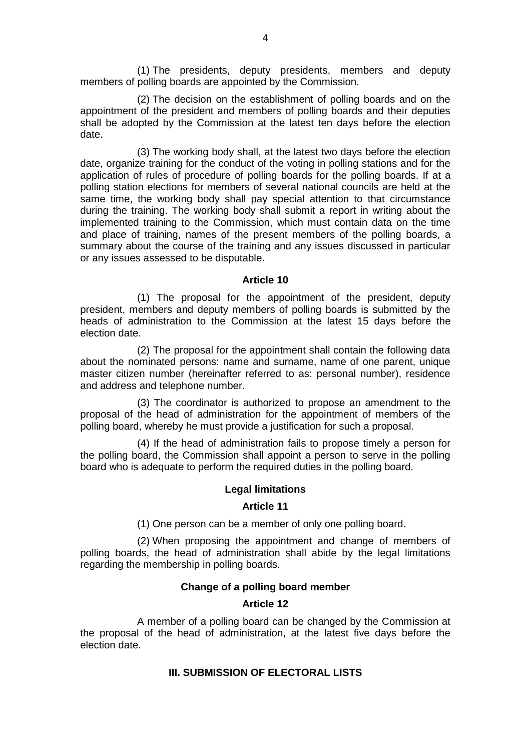(1) The presidents, deputy presidents, members and deputy members of polling boards are appointed by the Commission.

(2) The decision on the establishment of polling boards and on the appointment of the president and members of polling boards and their deputies shall be adopted by the Commission at the latest ten days before the election date.

(3) The working body shall, at the latest two days before the election date, organize training for the conduct of the voting in polling stations and for the application of rules of procedure of polling boards for the polling boards. If at a polling station elections for members of several national councils are held at the same time, the working body shall pay special attention to that circumstance during the training. The working body shall submit a report in writing about the implemented training to the Commission, which must contain data on the time and place of training, names of the present members of the polling boards, a summary about the course of the training and any issues discussed in particular or any issues assessed to be disputable.

**Article 10**

(1) The proposal for the appointment of the president, deputy president, members and deputy members of polling boards is submitted by the heads of administration to the Commission at the latest 15 days before the election date.

(2) The proposal for the appointment shall contain the following data about the nominated persons: name and surname, name of one parent, unique master citizen number (hereinafter referred to as: personal number), residence and address and telephone number.

(3) The coordinator is authorized to propose an amendment to the proposal of the head of administration for the appointment of members of the polling board, whereby he must provide a justification for such a proposal.

(4) If the head of administration fails to propose timely a person for the polling board, the Commission shall appoint a person to serve in the polling board who is adequate to perform the required duties in the polling board.

**Legal limitations**

**Article 11**

(1) One person can be a member of only one polling board.

(2) When proposing the appointment and change of members of polling boards, the head of administration shall abide by the legal limitations regarding the membership in polling boards.

**Change of a polling board member**

**Article 12**

A member of a polling board can be changed by the Commission at the proposal of the head of administration, at the latest five days before the election date.

## III. SUBMISSION OF ELECTORAL LISTS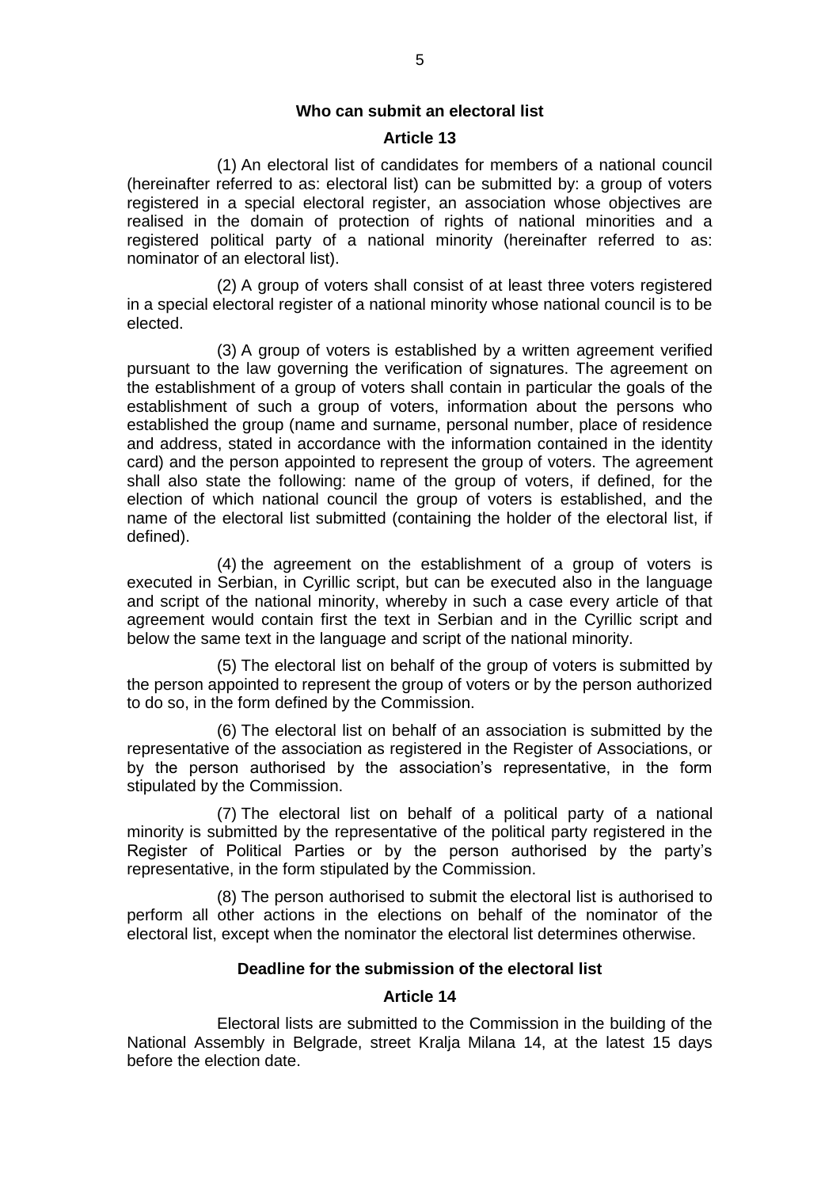**Who can submit an electoral list**

**Article 13**

(1) An electoral list of candidates for members of a national council (hereinafter referred to as: electoral list) can be submitted by: a group of voters registered in a special electoral register, an association whose objectives are realised in the domain of protection of rights of national minorities and a registered political party of a national minority (hereinafter referred to as: nominator of an electoral list).

(2) A group of voters shall consist of at least three voters registered in a special electoral register of a national minority whose national council is to be elected.

(3) A group of voters is established by a written agreement verified pursuant to the law governing the verification of signatures. The agreement on the establishment of a group of voters shall contain in particular the goals of the establishment of such a group of voters, information about the persons who established the group (name and surname, personal number, place of residence and address, stated in accordance with the information contained in the identity card) and the person appointed to represent the group of voters. The agreement shall also state the following: name of the group of voters, if defined, for the election of which national council the group of voters is established, and the name of the electoral list submitted (containing the holder of the electoral list, if defined).

(4) the agreement on the establishment of a group of voters is executed in Serbian, in Cyrillic script, but can be executed also in the language and script of the national minority, whereby in such a case every article of that agreement would contain first the text in Serbian and in the Cyrillic script and below the same text in the language and script of the national minority.

(5) The electoral list on behalf of the group of voters is submitted by the person appointed to represent the group of voters or by the person authorized to do so, in the form defined by the Commission.

(6) The electoral list on behalf of an association is submitted by the representative of the association as registered in the Register of Associations, or by the person authorised by the association's representative, in the form stipulated by the Commission.

(7) The electoral list on behalf of a political party of a national minority is submitted by the representative of the political party registered in the Register of Political Parties or by the person authorised by the party's representative, in the form stipulated by the Commission.

(8) The person authorised to submit the electoral list is authorised to perform all other actions in the elections on behalf of the nominator of the electoral list, except when the nominator the electoral list determines otherwise.

**Deadline for the submission of the electoral list**

**Article 14**

Electoral lists are submitted to the Commission in the building of the National Assembly in Belgrade, street Kralja Milana 14, at the latest 15 days before the election date.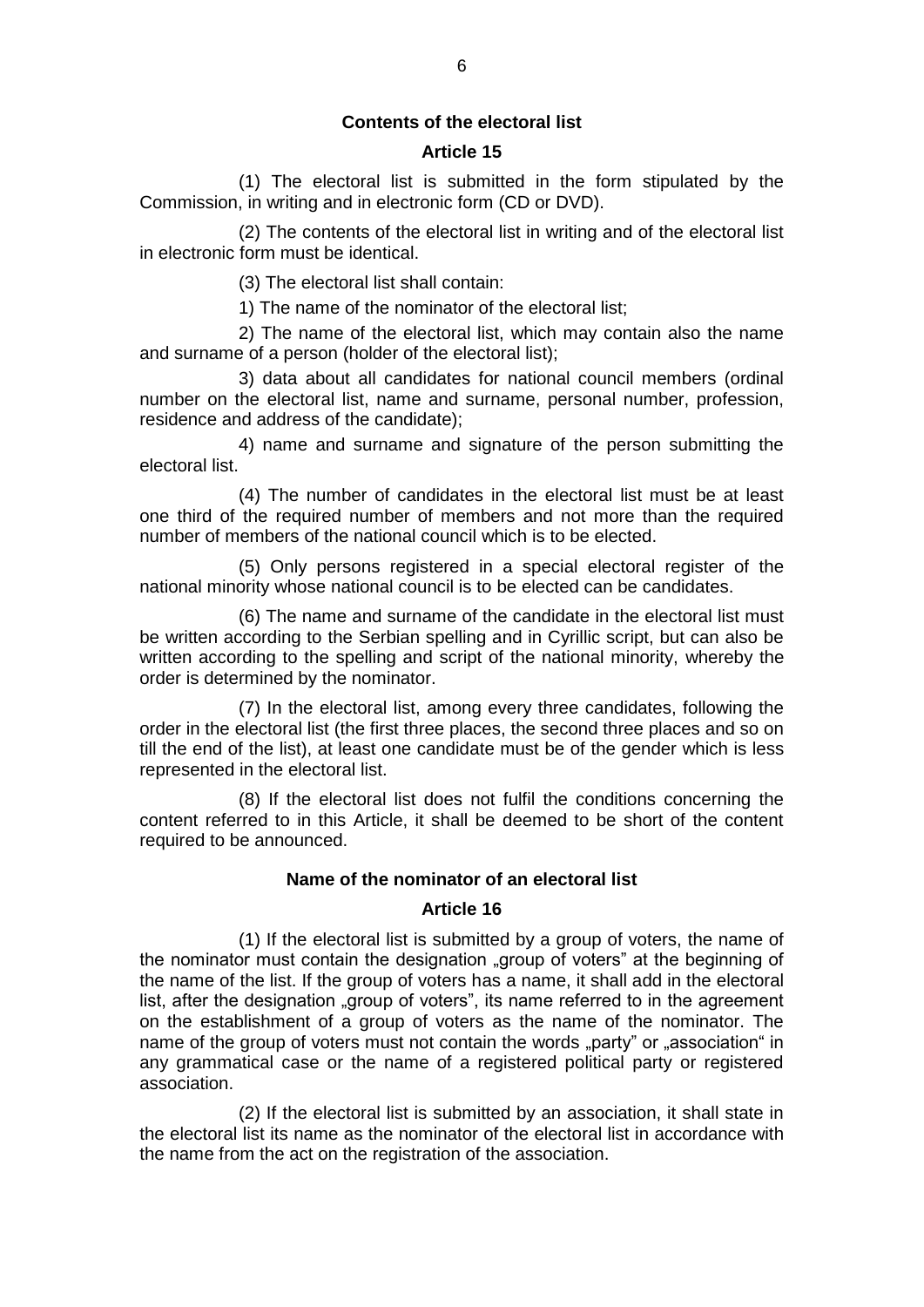**Contents of the electoral list**

**Article 15**

(1) The electoral list is submitted in the form stipulated by the Commission, in writing and in electronic form (CD or DVD).

(2) The contents of the electoral list in writing and of the electoral list in electronic form must be identical.

(3) The electoral list shall contain:

1) The name of the nominator of the electoral list;

2) The name of the electoral list, which may contain also the name and surname of a person (holder of the electoral list);

3) data about all candidates for national council members (ordinal number on the electoral list, name and surname, personal number, profession, residence and address of the candidate);

4) name and surname and signature of the person submitting the electoral list.

(4) The number of candidates in the electoral list must be at least one third of the required number of members and not more than the required number of members of the national council which is to be elected.

(5) Only persons registered in a special electoral register of the national minority whose national council is to be elected can be candidates.

(6) The name and surname of the candidate in the electoral list must be written according to the Serbian spelling and in Cyrillic script, but can also be written according to the spelling and script of the national minority, whereby the order is determined by the nominator.

(7) In the electoral list, among every three candidates, following the order in the electoral list (the first three places, the second three places and so on till the end of the list), at least one candidate must be of the gender which is less represented in the electoral list.

(8) If the electoral list does not fulfil the conditions concerning the content referred to in this Article, it shall be deemed to be short of the content required to be announced.

**Name of the nominator of an electoral list**

**Article 16**

(1) If the electoral list is submitted by a group of voters, the name of the nominator must contain the designation „group of voters" at the beginning of the name of the list. If the group of voters has a name, it shall add in the electoral list, after the designation „group of voters", its name referred to in the agreement on the establishment of a group of voters as the name of the nominator. The name of the group of voters must not contain the words „party" or „association" in any grammatical case or the name of a registered political party or registered association.

(2) If the electoral list is submitted by an association, it shall state in the electoral list its name as the nominator of the electoral list in accordance with the name from the act on the registration of the association.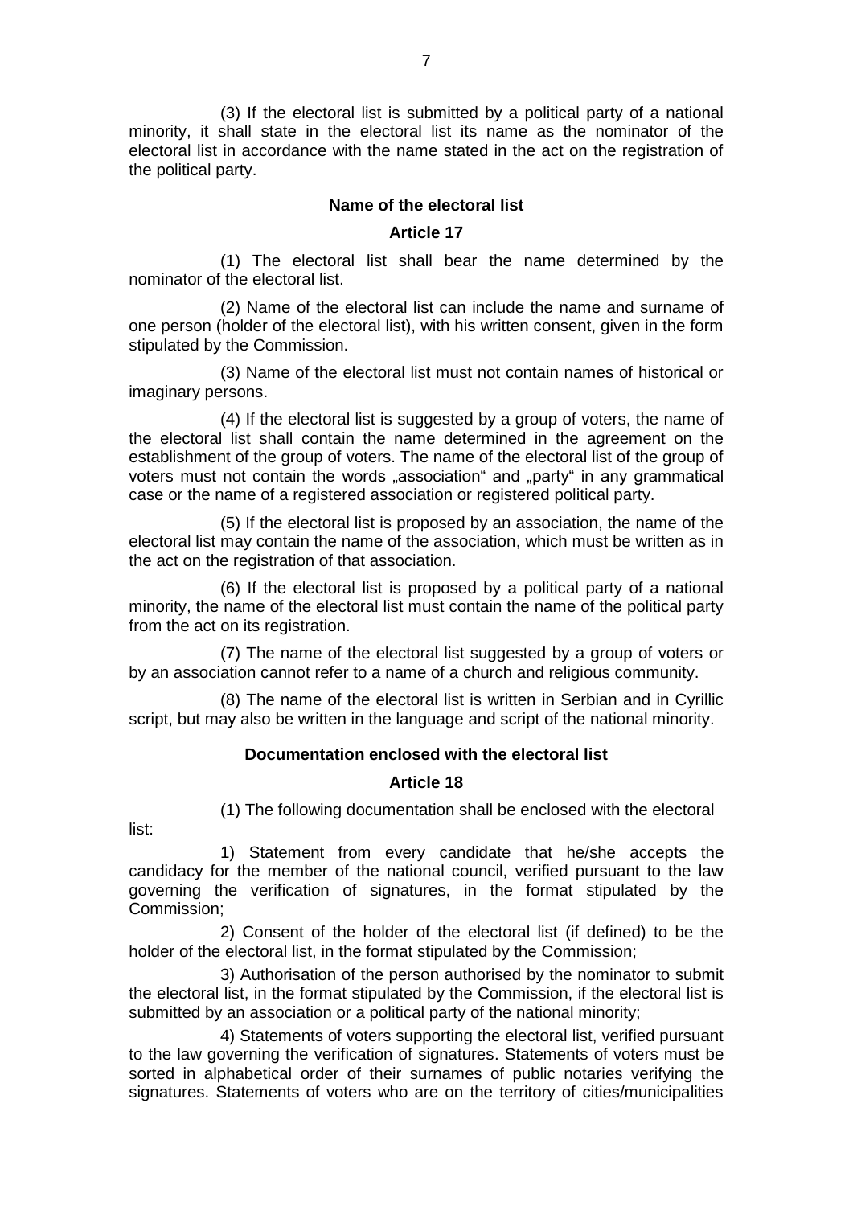(3) If the electoral list is submitted by a political party of a national minority, it shall state in the electoral list its name as the nominator of the electoral list in accordance with the name stated in the act on the registration of the political party.

### Name of the electoral list

### Article 17

(1) The electoral list shall bear the name determined by the nominator of the electoral list.

(2) Name of the electoral list can include the name and surname of one person (holder of the electoral list), with his written consent, given in the form stipulated by the Commission.

(3) Name of the electoral list must not contain names of historical or imaginary persons.

(4) If the electoral list is suggested by a group of voters, the name of the electoral list shall contain the name determined in the agreement on the establishment of the group of voters. The name of the electoral list of the group of voters must not contain the words „association“ and „party“ in any grammatical case or the name of a registered association or registered political party.

(5) If the electoral list is proposed by an association, the name of the electoral list may contain the name of the association, which must be written as in the act on the registration of that association.

(6) If the electoral list is proposed by a political party of a national minority, the name of the electoral list must contain the name of the political party from the act on its registration.

(7) The name of the electoral list suggested by a group of voters or by an association cannot refer to a name of a church and religious community.

(8) The name of the electoral list is written in Serbian and in Cyrillic script, but may also be written in the language and script of the national minority.

### Documentation enclosed with the electoral list

### Article 18

(1) The following documentation shall be enclosed with the electoral list:

1) Statement from every candidate that he/she accepts the candidacy for the member of the national council, verified pursuant to the law governing the verification of signatures, in the format stipulated by the Commission;

2) Consent of the holder of the electoral list (if defined) to be the holder of the electoral list, in the format stipulated by the Commission;

3) Authorisation of the person authorised by the nominator to submit the electoral list, in the format stipulated by the Commission, if the electoral list is submitted by an association or a political party of the national minority;

4) Statements of voters supporting the electoral list, verified pursuant to the law governing the verification of signatures. Statements of voters must be sorted in alphabetical order of their surnames of public notaries verifying the signatures. Statements of voters who are on the territory of cities/municipalities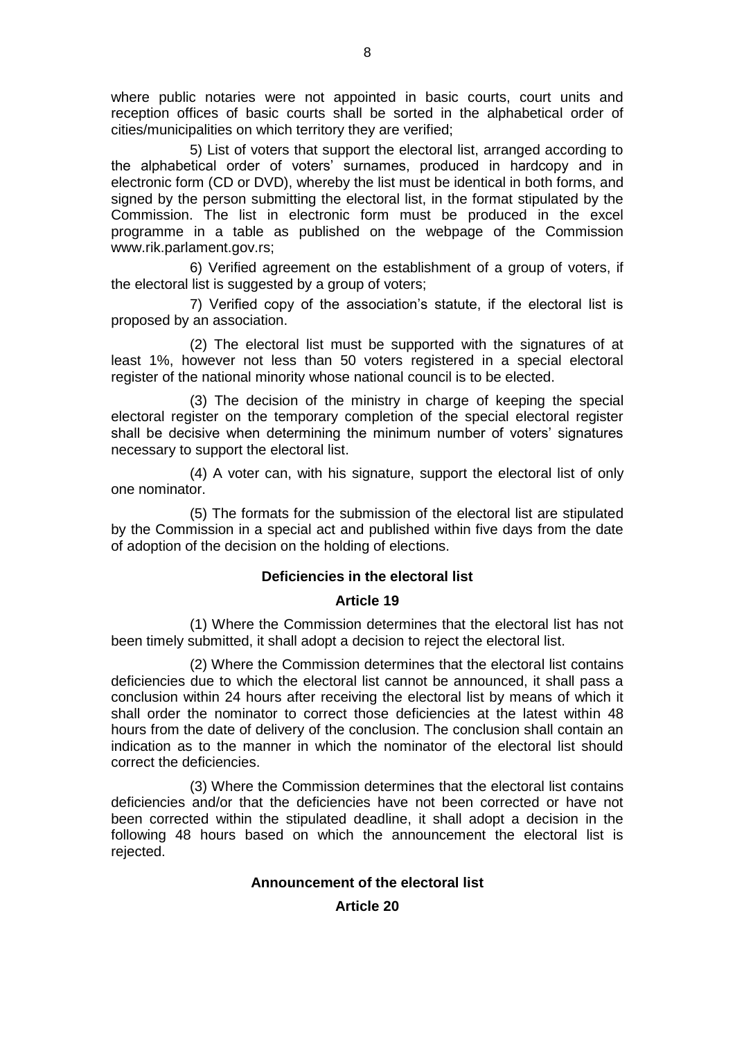where public notaries were not appointed in basic courts, court units and reception offices of basic courts shall be sorted in the alphabetical order of cities/municipalities on which territory they are verified;

5) List of voters that support the electoral list, arranged according to the alphabetical order of voters' surnames, produced in hardcopy and in electronic form (CD or DVD), whereby the list must be identical in both forms, and signed by the person submitting the electoral list, in the format stipulated by the Commission. The list in electronic form must be produced in the excel programme in a table as published on the webpage of the Commission www.rik.parlament.gov.rs;

6) Verified agreement on the establishment of a group of voters, if the electoral list is suggested by a group of voters;

7) Verified copy of the association's statute, if the electoral list is proposed by an association.

(2) The electoral list must be supported with the signatures of at least 1%, however not less than 50 voters registered in a special electoral register of the national minority whose national council is to be elected.

(3) The decision of the ministry in charge of keeping the special electoral register on the temporary completion of the special electoral register shall be decisive when determining the minimum number of voters' signatures necessary to support the electoral list.

(4) A voter can, with his signature, support the electoral list of only one nominator.

(5) The formats for the submission of the electoral list are stipulated by the Commission in a special act and published within five days from the date of adoption of the decision on the holding of elections.

**Deficiencies in the electoral list**

**Article 19**

(1) Where the Commission determines that the electoral list has not been timely submitted, it shall adopt a decision to reject the electoral list.

(2) Where the Commission determines that the electoral list contains deficiencies due to which the electoral list cannot be announced, it shall pass a conclusion within 24 hours after receiving the electoral list by means of which it shall order the nominator to correct those deficiencies at the latest within 48 hours from the date of delivery of the conclusion. The conclusion shall contain an indication as to the manner in which the nominator of the electoral list should correct the deficiencies.

(3) Where the Commission determines that the electoral list contains deficiencies and/or that the deficiencies have not been corrected or have not been corrected within the stipulated deadline, it shall adopt a decision in the following 48 hours based on which the announcement the electoral list is rejected.

**Announcement of the electoral list**

**Article 20**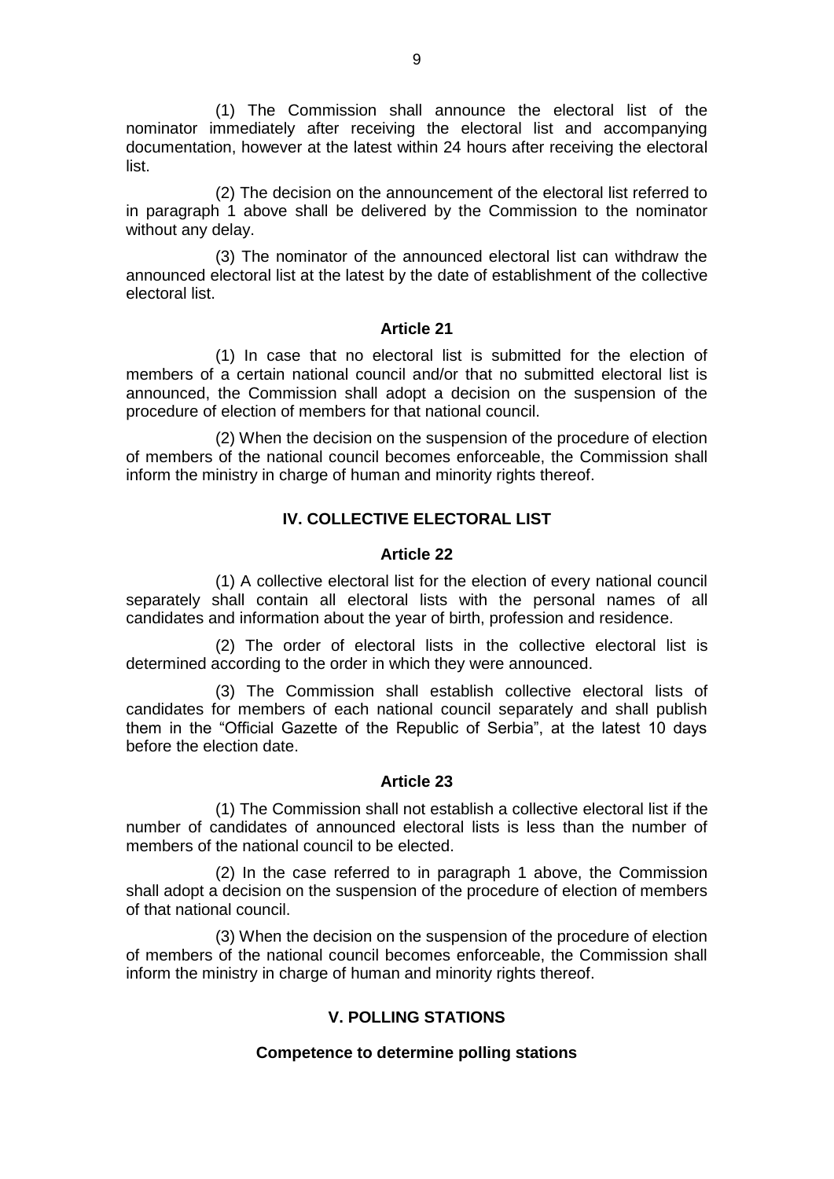(1) The Commission shall announce the electoral list of the nominator immediately after receiving the electoral list and accompanying documentation, however at the latest within 24 hours after receiving the electoral list.

(2) The decision on the announcement of the electoral list referred to in paragraph 1 above shall be delivered by the Commission to the nominator without any delay.

(3) The nominator of the announced electoral list can withdraw the announced electoral list at the latest by the date of establishment of the collective electoral list.

### Article 21

(1) In case that no electoral list is submitted for the election of members of a certain national council and/or that no submitted electoral list is announced, the Commission shall adopt a decision on the suspension of the procedure of election of members for that national council.

(2) When the decision on the suspension of the procedure of election of members of the national council becomes enforceable, the Commission shall inform the ministry in charge of human and minority rights thereof.

## IV. COLLECTIVE ELECTORAL LIST

### Article 22

(1) A collective electoral list for the election of every national council separately shall contain all electoral lists with the personal names of all candidates and information about the year of birth, profession and residence.

(2) The order of electoral lists in the collective electoral list is determined according to the order in which they were announced.

(3) The Commission shall establish collective electoral lists of candidates for members of each national council separately and shall publish them in the "Official Gazette of the Republic of Serbia", at the latest 10 days before the election date.

### Article 23

(1) The Commission shall not establish a collective electoral list if the number of candidates of announced electoral lists is less than the number of members of the national council to be elected.

(2) In the case referred to in paragraph 1 above, the Commission shall adopt a decision on the suspension of the procedure of election of members of that national council.

(3) When the decision on the suspension of the procedure of election of members of the national council becomes enforceable, the Commission shall inform the ministry in charge of human and minority rights thereof.

## V. POLLING STATIONS

### Competence to determine polling stations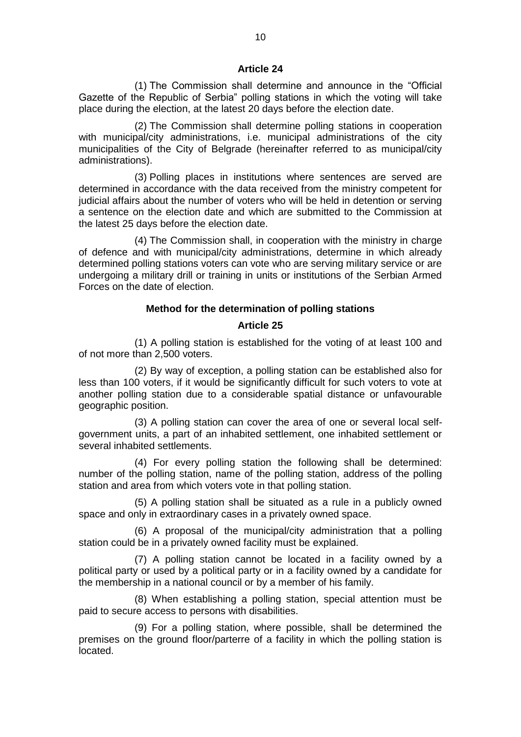**Article 24**

(1) The Commission shall determine and announce in the "Official Gazette of the Republic of Serbia" polling stations in which the voting will take place during the election, at the latest 20 days before the election date.

(2) The Commission shall determine polling stations in cooperation with municipal/city administrations, i.e. municipal administrations of the city municipalities of the City of Belgrade (hereinafter referred to as municipal/city administrations).

(3) Polling places in institutions where sentences are served are determined in accordance with the data received from the ministry competent for judicial affairs about the number of voters who will be held in detention or serving a sentence on the election date and which are submitted to the Commission at the latest 25 days before the election date.

(4) The Commission shall, in cooperation with the ministry in charge of defence and with municipal/city administrations, determine in which already determined polling stations voters can vote who are serving military service or are undergoing a military drill or training in units or institutions of the Serbian Armed Forces on the date of election.

**Method for the determination of polling stations**

**Article 25**

(1) A polling station is established for the voting of at least 100 and of not more than 2,500 voters.

(2) By way of exception, a polling station can be established also for less than 100 voters, if it would be significantly difficult for such voters to vote at another polling station due to a considerable spatial distance or unfavourable geographic position.

(3) A polling station can cover the area of one or several local self-government units, a part of an inhabited settlement, one inhabited settlement or several inhabited settlements.

(4) For every polling station the following shall be determined: number of the polling station, name of the polling station, address of the polling station and area from which voters vote in that polling station.

(5) A polling station shall be situated as a rule in a publicly owned space and only in extraordinary cases in a privately owned space.

(6) A proposal of the municipal/city administration that a polling station could be in a privately owned facility must be explained.

(7) A polling station cannot be located in a facility owned by a political party or used by a political party or in a facility owned by a candidate for the membership in a national council or by a member of his family.

(8) When establishing a polling station, special attention must be paid to secure access to persons with disabilities.

(9) For a polling station, where possible, shall be determined the premises on the ground floor/parterre of a facility in which the polling station is located.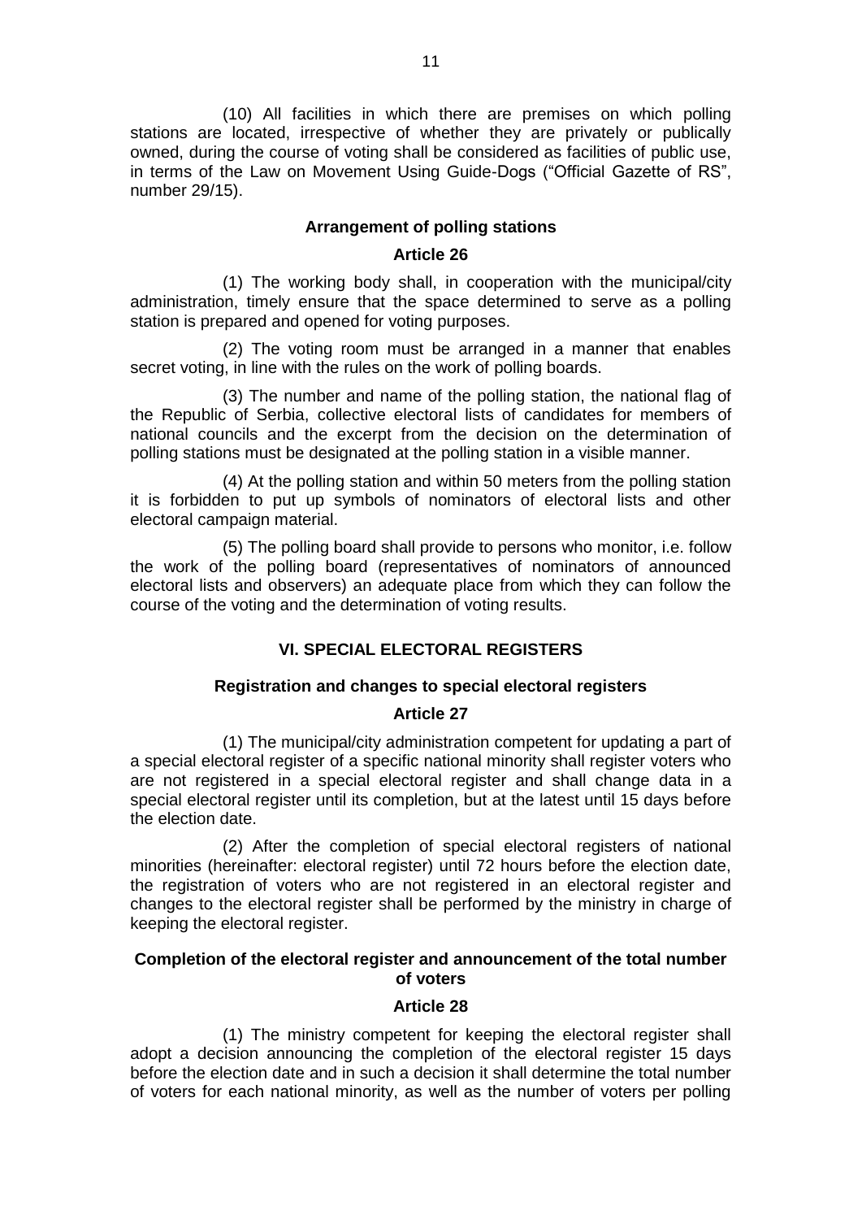(10) All facilities in which there are premises on which polling stations are located, irrespective of whether they are privately or publically owned, during the course of voting shall be considered as facilities of public use, in terms of the Law on Movement Using Guide-Dogs ("Official Gazette of RS", number 29/15).

**Arrangement of polling stations**

**Article 26**

(1) The working body shall, in cooperation with the municipal/city administration, timely ensure that the space determined to serve as a polling station is prepared and opened for voting purposes.

(2) The voting room must be arranged in a manner that enables secret voting, in line with the rules on the work of polling boards.

(3) The number and name of the polling station, the national flag of the Republic of Serbia, collective electoral lists of candidates for members of national councils and the excerpt from the decision on the determination of polling stations must be designated at the polling station in a visible manner.

(4) At the polling station and within 50 meters from the polling station it is forbidden to put up symbols of nominators of electoral lists and other electoral campaign material.

(5) The polling board shall provide to persons who monitor, i.e. follow the work of the polling board (representatives of nominators of announced electoral lists and observers) an adequate place from which they can follow the course of the voting and the determination of voting results.

## VI. SPECIAL ELECTORAL REGISTERS

**Registration and changes to special electoral registers**

**Article 27**

(1) The municipal/city administration competent for updating a part of a special electoral register of a specific national minority shall register voters who are not registered in a special electoral register and shall change data in a special electoral register until its completion, but at the latest until 15 days before the election date.

(2) After the completion of special electoral registers of national minorities (hereinafter: electoral register) until 72 hours before the election date, the registration of voters who are not registered in an electoral register and changes to the electoral register shall be performed by the ministry in charge of keeping the electoral register.

**Completion of the electoral register and announcement of the total number of voters**

**Article 28**

(1) The ministry competent for keeping the electoral register shall adopt a decision announcing the completion of the electoral register 15 days before the election date and in such a decision it shall determine the total number of voters for each national minority, as well as the number of voters per polling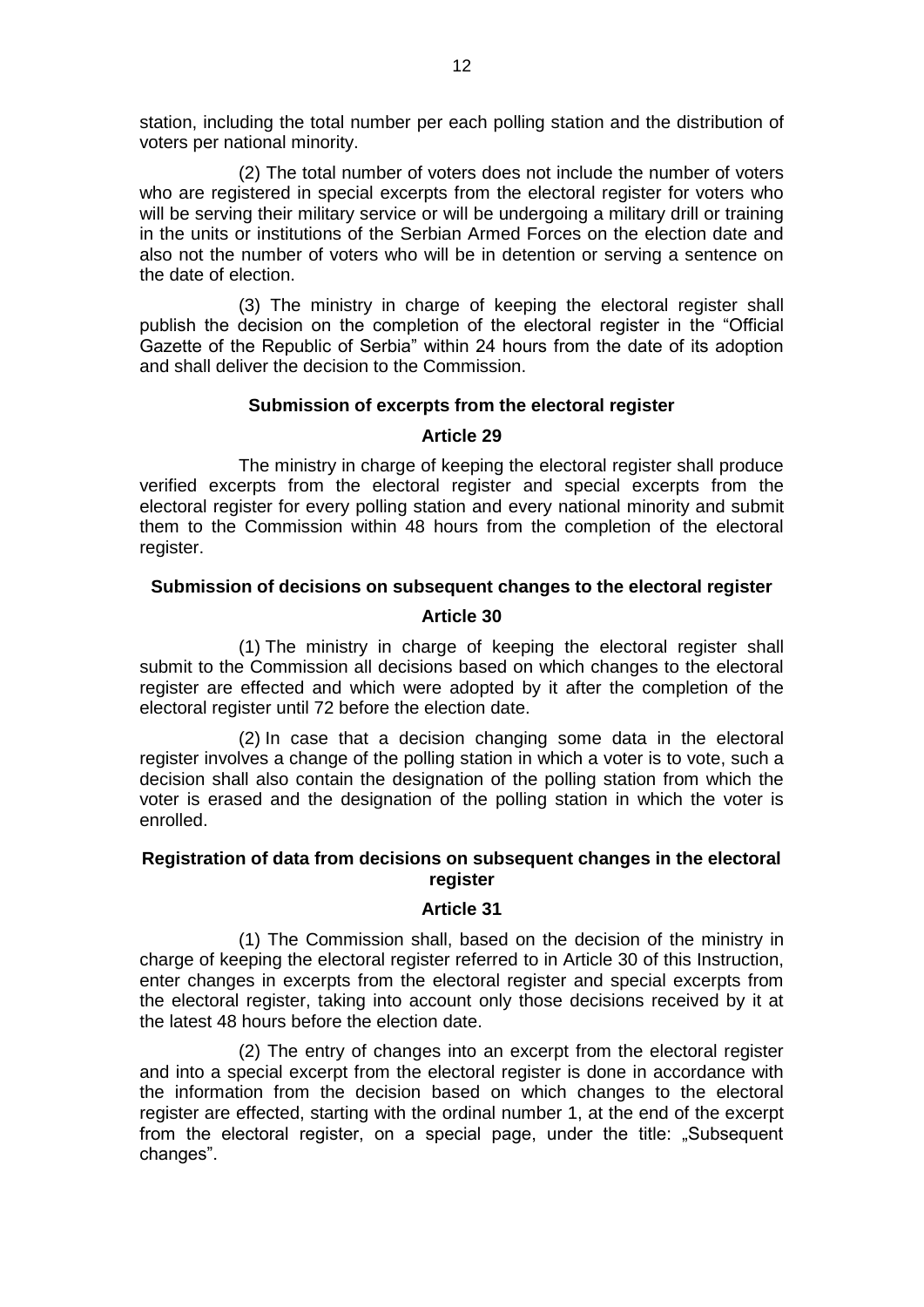station, including the total number per each polling station and the distribution of voters per national minority.

(2) The total number of voters does not include the number of voters who are registered in special excerpts from the electoral register for voters who will be serving their military service or will be undergoing a military drill or training in the units or institutions of the Serbian Armed Forces on the election date and also not the number of voters who will be in detention or serving a sentence on the date of election.

(3) The ministry in charge of keeping the electoral register shall publish the decision on the completion of the electoral register in the "Official Gazette of the Republic of Serbia" within 24 hours from the date of its adoption and shall deliver the decision to the Commission.

**Submission of excerpts from the electoral register**

**Article 29**

The ministry in charge of keeping the electoral register shall produce verified excerpts from the electoral register and special excerpts from the electoral register for every polling station and every national minority and submit them to the Commission within 48 hours from the completion of the electoral register.

**Submission of decisions on subsequent changes to the electoral register**

**Article 30**

(1) The ministry in charge of keeping the electoral register shall submit to the Commission all decisions based on which changes to the electoral register are effected and which were adopted by it after the completion of the electoral register until 72 before the election date.

(2) In case that a decision changing some data in the electoral register involves a change of the polling station in which a voter is to vote, such a decision shall also contain the designation of the polling station from which the voter is erased and the designation of the polling station in which the voter is enrolled.

**Registration of data from decisions on subsequent changes in the electoral register**

**Article 31**

(1) The Commission shall, based on the decision of the ministry in charge of keeping the electoral register referred to in Article 30 of this Instruction, enter changes in excerpts from the electoral register and special excerpts from the electoral register, taking into account only those decisions received by it at the latest 48 hours before the election date.

(2) The entry of changes into an excerpt from the electoral register and into a special excerpt from the electoral register is done in accordance with the information from the decision based on which changes to the electoral register are effected, starting with the ordinal number 1, at the end of the excerpt from the electoral register, on a special page, under the title: „Subsequent changes".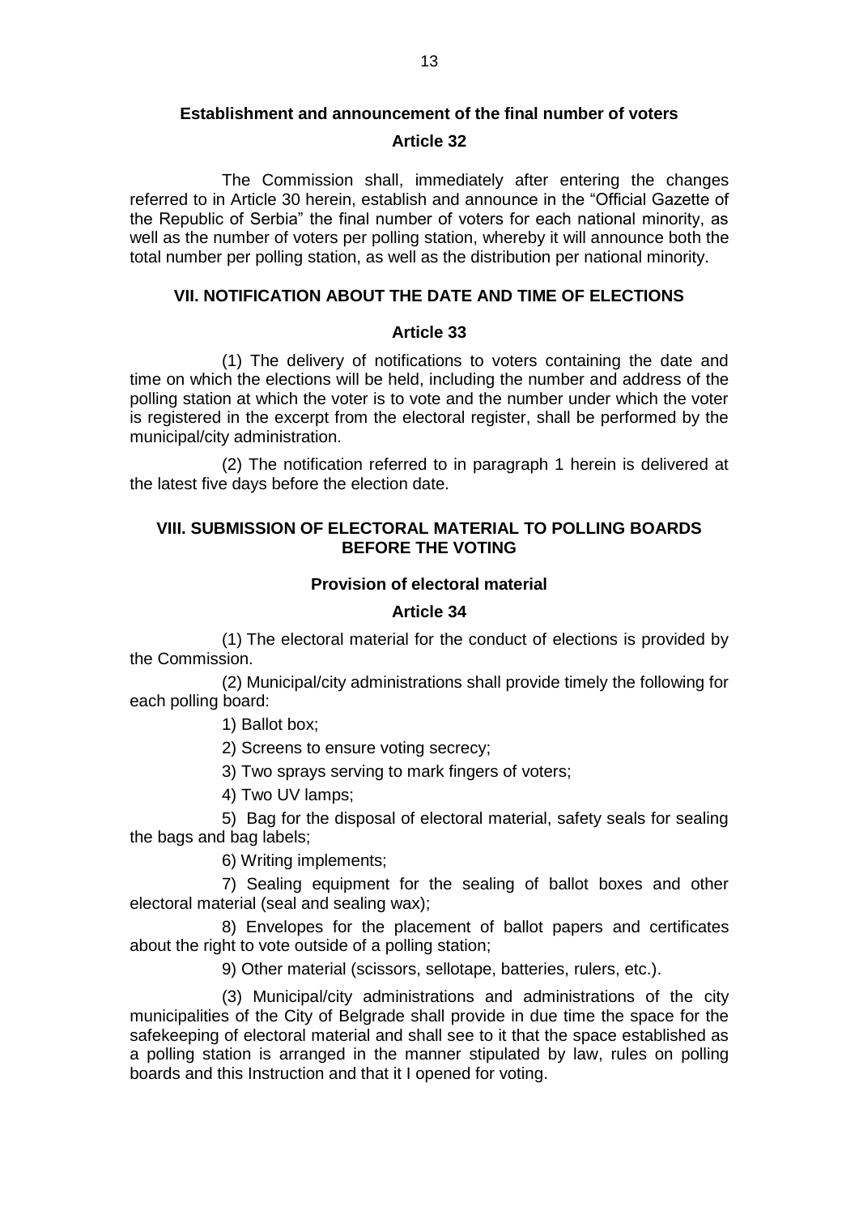### Establishment and announcement of the final number of voters

### Article 32

The Commission shall, immediately after entering the changes referred to in Article 30 herein, establish and announce in the "Official Gazette of the Republic of Serbia" the final number of voters for each national minority, as well as the number of voters per polling station, whereby it will announce both the total number per polling station, as well as the distribution per national minority.

## VII. NOTIFICATION ABOUT THE DATE AND TIME OF ELECTIONS

### Article 33

(1) The delivery of notifications to voters containing the date and time on which the elections will be held, including the number and address of the polling station at which the voter is to vote and the number under which the voter is registered in the excerpt from the electoral register, shall be performed by the municipal/city administration.

(2) The notification referred to in paragraph 1 herein is delivered at the latest five days before the election date.

## VIII. SUBMISSION OF ELECTORAL MATERIAL TO POLLING BOARDS BEFORE THE VOTING

### Provision of electoral material

### Article 34

(1) The electoral material for the conduct of elections is provided by the Commission.

(2) Municipal/city administrations shall provide timely the following for each polling board:

1) Ballot box;

2) Screens to ensure voting secrecy;

3) Two sprays serving to mark fingers of voters;

4) Two UV lamps;

5) Bag for the disposal of electoral material, safety seals for sealing the bags and bag labels;

6) Writing implements;

7) Sealing equipment for the sealing of ballot boxes and other electoral material (seal and sealing wax);

8) Envelopes for the placement of ballot papers and certificates about the right to vote outside of a polling station;

9) Other material (scissors, sellotape, batteries, rulers, etc.).

(3) Municipal/city administrations and administrations of the city municipalities of the City of Belgrade shall provide in due time the space for the safekeeping of electoral material and shall see to it that the space established as a polling station is arranged in the manner stipulated by law, rules on polling boards and this Instruction and that it I opened for voting.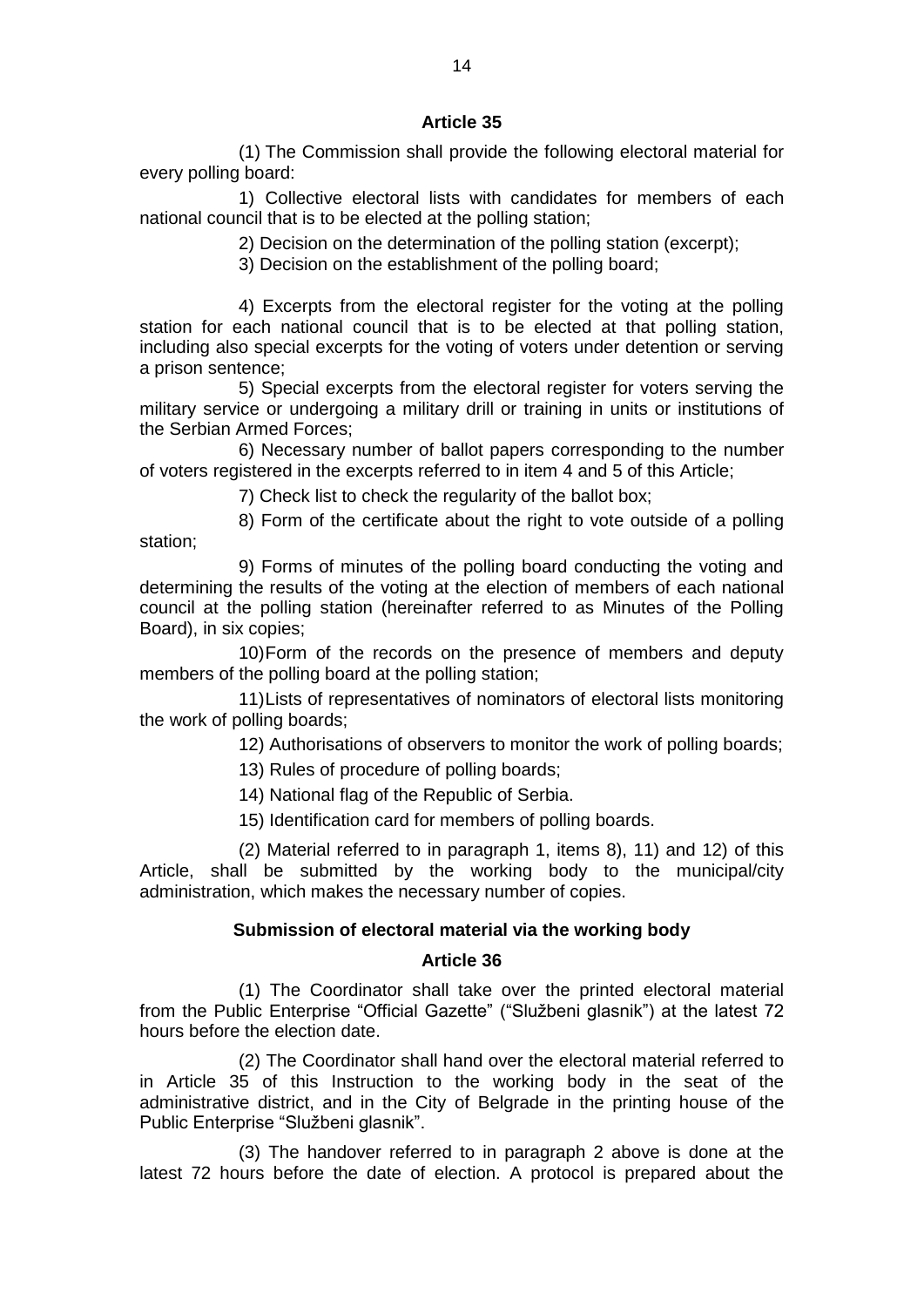### Article 35

(1) The Commission shall provide the following electoral material for every polling board:

1) Collective electoral lists with candidates for members of each national council that is to be elected at the polling station;

2) Decision on the determination of the polling station (excerpt);

3) Decision on the establishment of the polling board;

4) Excerpts from the electoral register for the voting at the polling station for each national council that is to be elected at that polling station, including also special excerpts for the voting of voters under detention or serving a prison sentence;

5) Special excerpts from the electoral register for voters serving the military service or undergoing a military drill or training in units or institutions of the Serbian Armed Forces;

6) Necessary number of ballot papers corresponding to the number of voters registered in the excerpts referred to in item 4 and 5 of this Article;

7) Check list to check the regularity of the ballot box;

8) Form of the certificate about the right to vote outside of a polling station;

9) Forms of minutes of the polling board conducting the voting and determining the results of the voting at the election of members of each national council at the polling station (hereinafter referred to as Minutes of the Polling Board), in six copies;

10) Form of the records on the presence of members and deputy members of the polling board at the polling station;

11) Lists of representatives of nominators of electoral lists monitoring the work of polling boards;

12) Authorisations of observers to monitor the work of polling boards;

13) Rules of procedure of polling boards;

14) National flag of the Republic of Serbia.

15) Identification card for members of polling boards.

(2) Material referred to in paragraph 1, items 8), 11) and 12) of this Article, shall be submitted by the working body to the municipal/city administration, which makes the necessary number of copies.

### Submission of electoral material via the working body

### Article 36

(1) The Coordinator shall take over the printed electoral material from the Public Enterprise "Official Gazette" ("Službeni glasnik") at the latest 72 hours before the election date.

(2) The Coordinator shall hand over the electoral material referred to in Article 35 of this Instruction to the working body in the seat of the administrative district, and in the City of Belgrade in the printing house of the Public Enterprise "Službeni glasnik".

(3) The handover referred to in paragraph 2 above is done at the latest 72 hours before the date of election. A protocol is prepared about the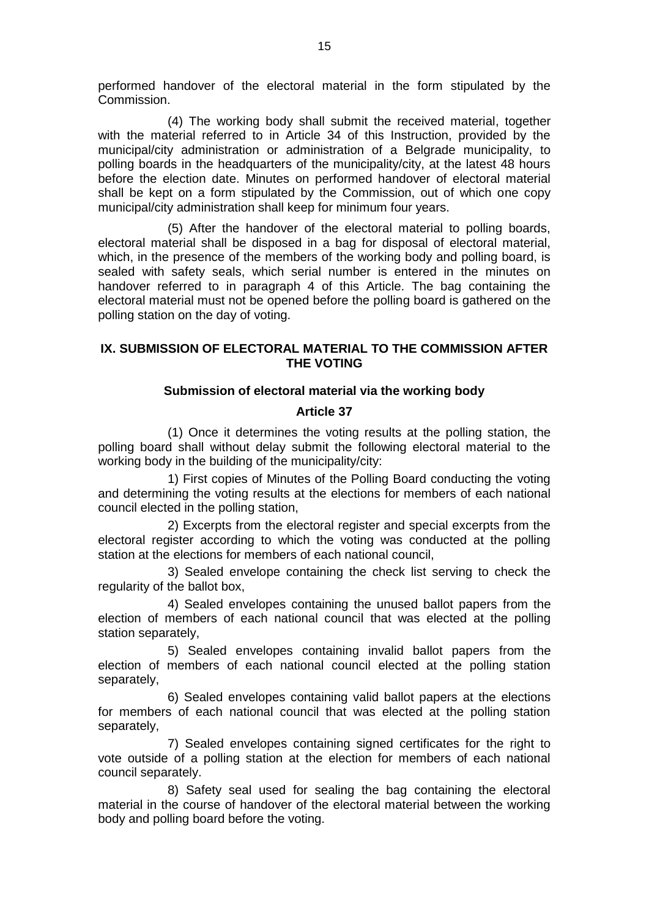performed handover of the electoral material in the form stipulated by the Commission.

(4) The working body shall submit the received material, together with the material referred to in Article 34 of this Instruction, provided by the municipal/city administration or administration of a Belgrade municipality, to polling boards in the headquarters of the municipality/city, at the latest 48 hours before the election date. Minutes on performed handover of electoral material shall be kept on a form stipulated by the Commission, out of which one copy municipal/city administration shall keep for minimum four years.

(5) After the handover of the electoral material to polling boards, electoral material shall be disposed in a bag for disposal of electoral material, which, in the presence of the members of the working body and polling board, is sealed with safety seals, which serial number is entered in the minutes on handover referred to in paragraph 4 of this Article. The bag containing the electoral material must not be opened before the polling board is gathered on the polling station on the day of voting.

## IX. SUBMISSION OF ELECTORAL MATERIAL TO THE COMMISSION AFTER THE VOTING

### Submission of electoral material via the working body

### Article 37

(1) Once it determines the voting results at the polling station, the polling board shall without delay submit the following electoral material to the working body in the building of the municipality/city:

1) First copies of Minutes of the Polling Board conducting the voting and determining the voting results at the elections for members of each national council elected in the polling station,

2) Excerpts from the electoral register and special excerpts from the electoral register according to which the voting was conducted at the polling station at the elections for members of each national council,

3) Sealed envelope containing the check list serving to check the regularity of the ballot box,

4) Sealed envelopes containing the unused ballot papers from the election of members of each national council that was elected at the polling station separately,

5) Sealed envelopes containing invalid ballot papers from the election of members of each national council elected at the polling station separately,

6) Sealed envelopes containing valid ballot papers at the elections for members of each national council that was elected at the polling station separately,

7) Sealed envelopes containing signed certificates for the right to vote outside of a polling station at the election for members of each national council separately.

8) Safety seal used for sealing the bag containing the electoral material in the course of handover of the electoral material between the working body and polling board before the voting.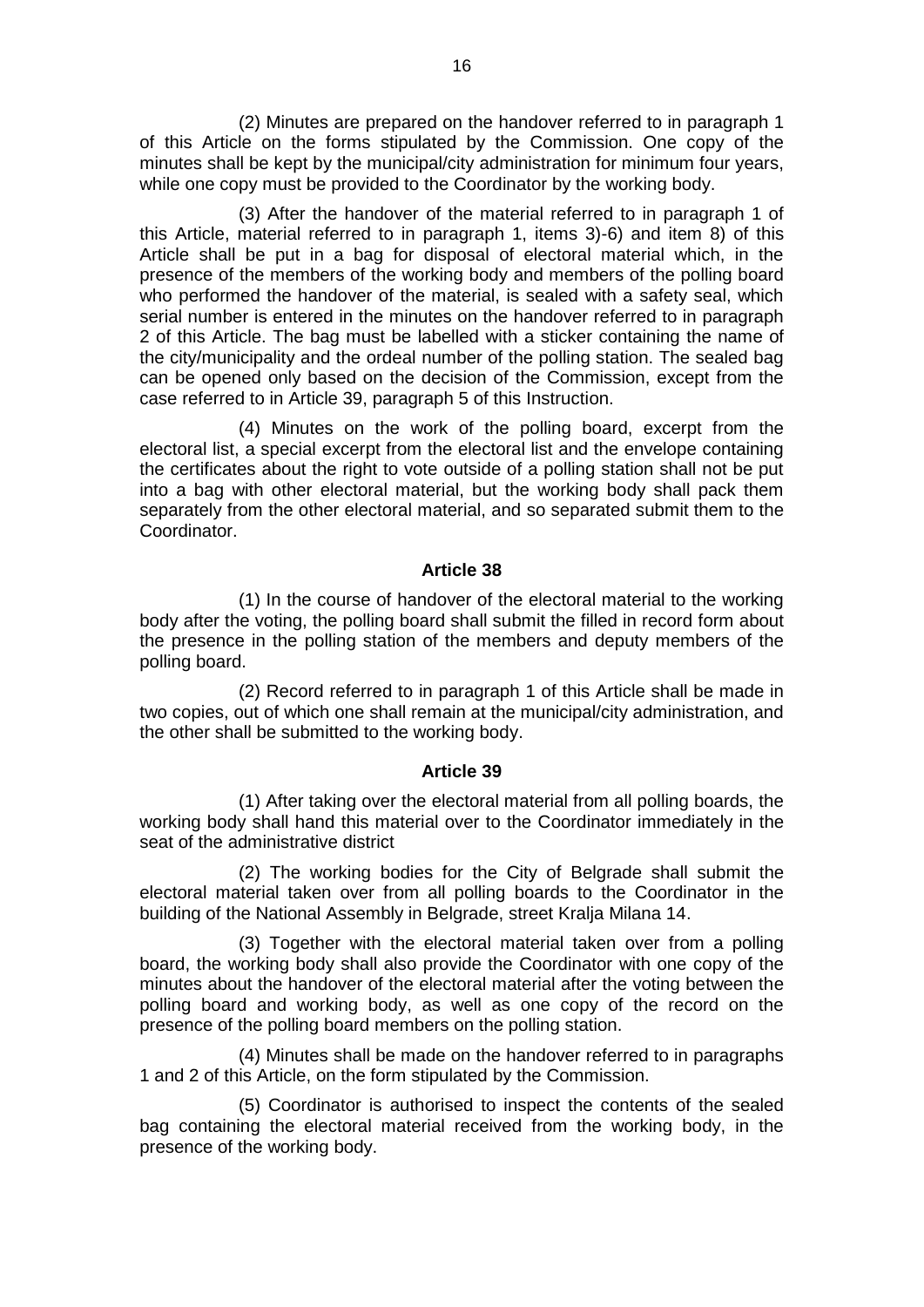(2) Minutes are prepared on the handover referred to in paragraph 1 of this Article on the forms stipulated by the Commission. One copy of the minutes shall be kept by the municipal/city administration for minimum four years, while one copy must be provided to the Coordinator by the working body.

(3) After the handover of the material referred to in paragraph 1 of this Article, material referred to in paragraph 1, items 3)-6) and item 8) of this Article shall be put in a bag for disposal of electoral material which, in the presence of the members of the working body and members of the polling board who performed the handover of the material, is sealed with a safety seal, which serial number is entered in the minutes on the handover referred to in paragraph 2 of this Article. The bag must be labelled with a sticker containing the name of the city/municipality and the ordeal number of the polling station. The sealed bag can be opened only based on the decision of the Commission, except from the case referred to in Article 39, paragraph 5 of this Instruction.

(4) Minutes on the work of the polling board, excerpt from the electoral list, a special excerpt from the electoral list and the envelope containing the certificates about the right to vote outside of a polling station shall not be put into a bag with other electoral material, but the working body shall pack them separately from the other electoral material, and so separated submit them to the Coordinator.

**Article 38**

(1) In the course of handover of the electoral material to the working body after the voting, the polling board shall submit the filled in record form about the presence in the polling station of the members and deputy members of the polling board.

(2) Record referred to in paragraph 1 of this Article shall be made in two copies, out of which one shall remain at the municipal/city administration, and the other shall be submitted to the working body.

**Article 39**

(1) After taking over the electoral material from all polling boards, the working body shall hand this material over to the Coordinator immediately in the seat of the administrative district

(2) The working bodies for the City of Belgrade shall submit the electoral material taken over from all polling boards to the Coordinator in the building of the National Assembly in Belgrade, street Kralja Milana 14.

(3) Together with the electoral material taken over from a polling board, the working body shall also provide the Coordinator with one copy of the minutes about the handover of the electoral material after the voting between the polling board and working body, as well as one copy of the record on the presence of the polling board members on the polling station.

(4) Minutes shall be made on the handover referred to in paragraphs 1 and 2 of this Article, on the form stipulated by the Commission.

(5) Coordinator is authorised to inspect the contents of the sealed bag containing the electoral material received from the working body, in the presence of the working body.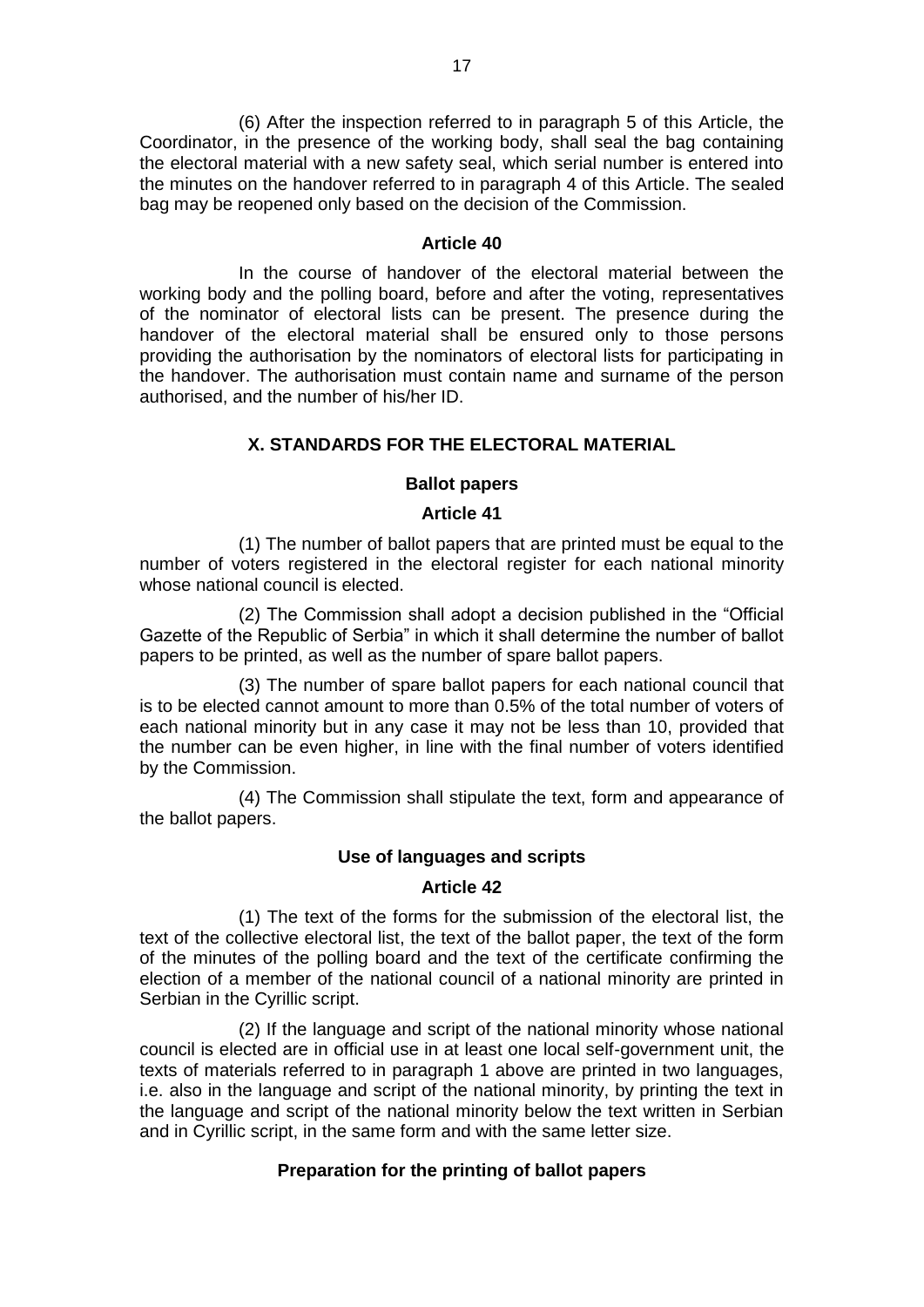(6) After the inspection referred to in paragraph 5 of this Article, the Coordinator, in the presence of the working body, shall seal the bag containing the electoral material with a new safety seal, which serial number is entered into the minutes on the handover referred to in paragraph 4 of this Article. The sealed bag may be reopened only based on the decision of the Commission.

**Article 40**

In the course of handover of the electoral material between the working body and the polling board, before and after the voting, representatives of the nominator of electoral lists can be present. The presence during the handover of the electoral material shall be ensured only to those persons providing the authorisation by the nominators of electoral lists for participating in the handover. The authorisation must contain name and surname of the person authorised, and the number of his/her ID.

## X. STANDARDS FOR THE ELECTORAL MATERIAL

### Ballot papers

**Article 41**

(1) The number of ballot papers that are printed must be equal to the number of voters registered in the electoral register for each national minority whose national council is elected.

(2) The Commission shall adopt a decision published in the "Official Gazette of the Republic of Serbia" in which it shall determine the number of ballot papers to be printed, as well as the number of spare ballot papers.

(3) The number of spare ballot papers for each national council that is to be elected cannot amount to more than 0.5% of the total number of voters of each national minority but in any case it may not be less than 10, provided that the number can be even higher, in line with the final number of voters identified by the Commission.

(4) The Commission shall stipulate the text, form and appearance of the ballot papers.

### Use of languages and scripts

**Article 42**

(1) The text of the forms for the submission of the electoral list, the text of the collective electoral list, the text of the ballot paper, the text of the form of the minutes of the polling board and the text of the certificate confirming the election of a member of the national council of a national minority are printed in Serbian in the Cyrillic script.

(2) If the language and script of the national minority whose national council is elected are in official use in at least one local self-government unit, the texts of materials referred to in paragraph 1 above are printed in two languages, i.e. also in the language and script of the national minority, by printing the text in the language and script of the national minority below the text written in Serbian and in Cyrillic script, in the same form and with the same letter size.

### Preparation for the printing of ballot papers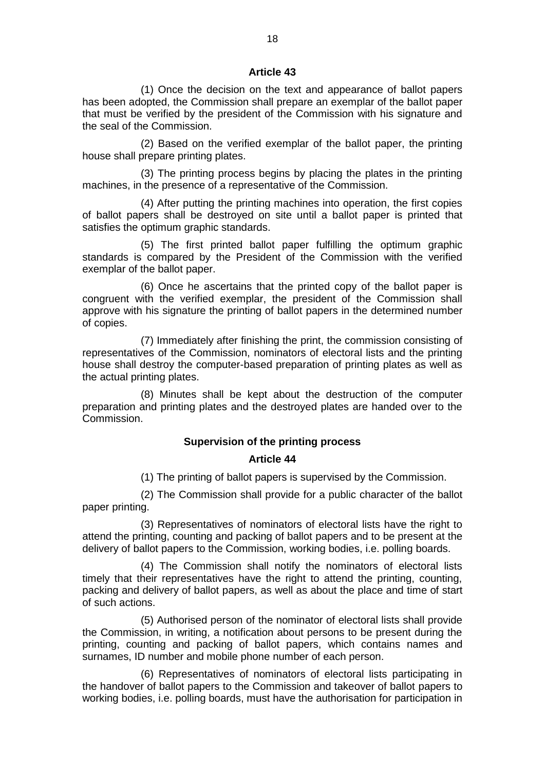**Article 43**

(1) Once the decision on the text and appearance of ballot papers has been adopted, the Commission shall prepare an exemplar of the ballot paper that must be verified by the president of the Commission with his signature and the seal of the Commission.

(2) Based on the verified exemplar of the ballot paper, the printing house shall prepare printing plates.

(3) The printing process begins by placing the plates in the printing machines, in the presence of a representative of the Commission.

(4) After putting the printing machines into operation, the first copies of ballot papers shall be destroyed on site until a ballot paper is printed that satisfies the optimum graphic standards.

(5) The first printed ballot paper fulfilling the optimum graphic standards is compared by the President of the Commission with the verified exemplar of the ballot paper.

(6) Once he ascertains that the printed copy of the ballot paper is congruent with the verified exemplar, the president of the Commission shall approve with his signature the printing of ballot papers in the determined number of copies.

(7) Immediately after finishing the print, the commission consisting of representatives of the Commission, nominators of electoral lists and the printing house shall destroy the computer-based preparation of printing plates as well as the actual printing plates.

(8) Minutes shall be kept about the destruction of the computer preparation and printing plates and the destroyed plates are handed over to the Commission.

**Supervision of the printing process**

**Article 44**

(1) The printing of ballot papers is supervised by the Commission.

(2) The Commission shall provide for a public character of the ballot paper printing.

(3) Representatives of nominators of electoral lists have the right to attend the printing, counting and packing of ballot papers and to be present at the delivery of ballot papers to the Commission, working bodies, i.e. polling boards.

(4) The Commission shall notify the nominators of electoral lists timely that their representatives have the right to attend the printing, counting, packing and delivery of ballot papers, as well as about the place and time of start of such actions.

(5) Authorised person of the nominator of electoral lists shall provide the Commission, in writing, a notification about persons to be present during the printing, counting and packing of ballot papers, which contains names and surnames, ID number and mobile phone number of each person.

(6) Representatives of nominators of electoral lists participating in the handover of ballot papers to the Commission and takeover of ballot papers to working bodies, i.e. polling boards, must have the authorisation for participation in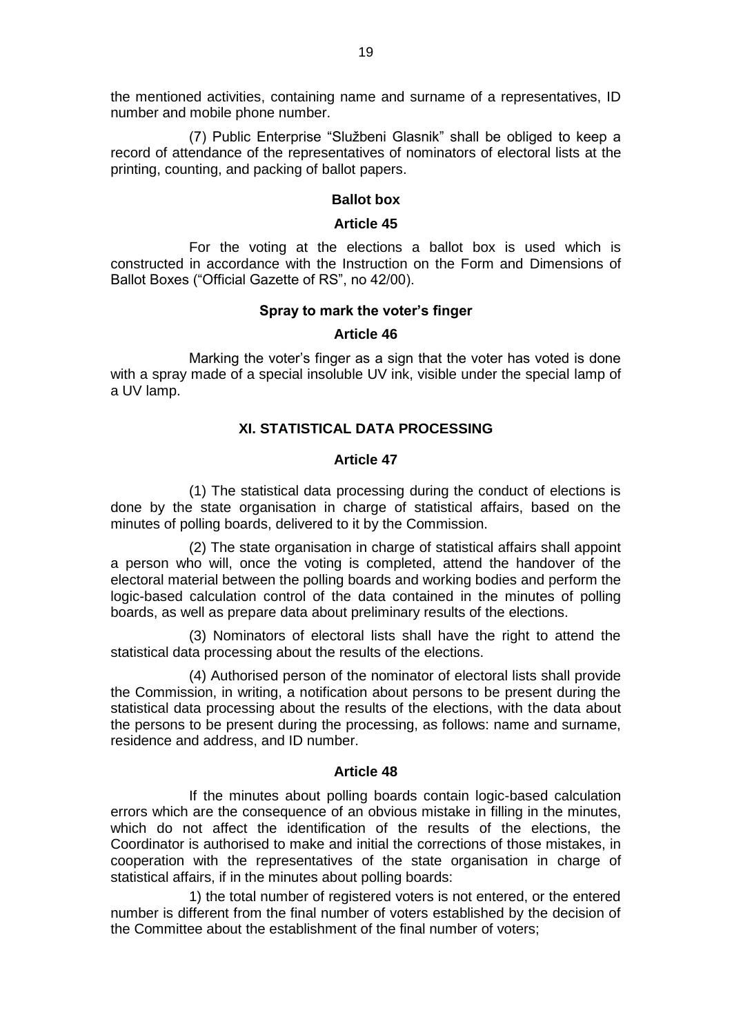the mentioned activities, containing name and surname of a representatives, ID number and mobile phone number.

(7) Public Enterprise "Službeni Glasnik" shall be obliged to keep a record of attendance of the representatives of nominators of electoral lists at the printing, counting, and packing of ballot papers.

**Ballot box**

**Article 45**

For the voting at the elections a ballot box is used which is constructed in accordance with the Instruction on the Form and Dimensions of Ballot Boxes ("Official Gazette of RS", no 42/00).

**Spray to mark the voter's finger**

**Article 46**

Marking the voter's finger as a sign that the voter has voted is done with a spray made of a special insoluble UV ink, visible under the special lamp of a UV lamp.

## XI. STATISTICAL DATA PROCESSING

**Article 47**

(1) The statistical data processing during the conduct of elections is done by the state organisation in charge of statistical affairs, based on the minutes of polling boards, delivered to it by the Commission.

(2) The state organisation in charge of statistical affairs shall appoint a person who will, once the voting is completed, attend the handover of the electoral material between the polling boards and working bodies and perform the logic-based calculation control of the data contained in the minutes of polling boards, as well as prepare data about preliminary results of the elections.

(3) Nominators of electoral lists shall have the right to attend the statistical data processing about the results of the elections.

(4) Authorised person of the nominator of electoral lists shall provide the Commission, in writing, a notification about persons to be present during the statistical data processing about the results of the elections, with the data about the persons to be present during the processing, as follows: name and surname, residence and address, and ID number.

**Article 48**

If the minutes about polling boards contain logic-based calculation errors which are the consequence of an obvious mistake in filling in the minutes, which do not affect the identification of the results of the elections, the Coordinator is authorised to make and initial the corrections of those mistakes, in cooperation with the representatives of the state organisation in charge of statistical affairs, if in the minutes about polling boards:

1) the total number of registered voters is not entered, or the entered number is different from the final number of voters established by the decision of the Committee about the establishment of the final number of voters;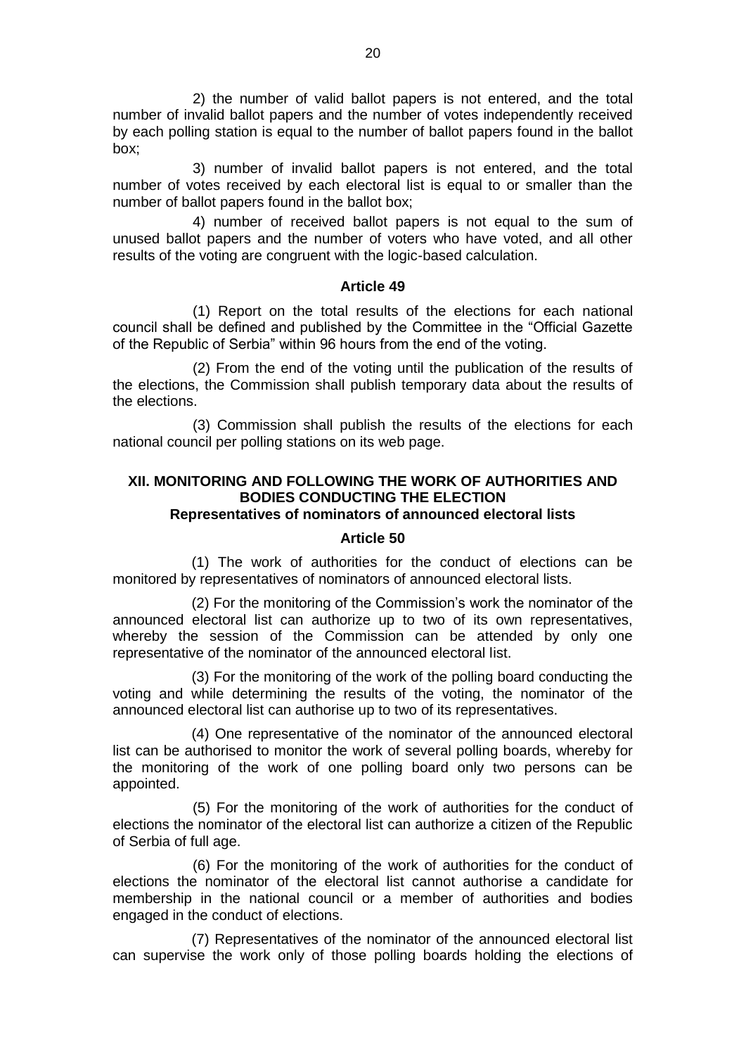2) the number of valid ballot papers is not entered, and the total number of invalid ballot papers and the number of votes independently received by each polling station is equal to the number of ballot papers found in the ballot box;

3) number of invalid ballot papers is not entered, and the total number of votes received by each electoral list is equal to or smaller than the number of ballot papers found in the ballot box;

4) number of received ballot papers is not equal to the sum of unused ballot papers and the number of voters who have voted, and all other results of the voting are congruent with the logic-based calculation.

### Article 49

(1) Report on the total results of the elections for each national council shall be defined and published by the Committee in the "Official Gazette of the Republic of Serbia" within 96 hours from the end of the voting.

(2) From the end of the voting until the publication of the results of the elections, the Commission shall publish temporary data about the results of the elections.

(3) Commission shall publish the results of the elections for each national council per polling stations on its web page.

## XII. MONITORING AND FOLLOWING THE WORK OF AUTHORITIES AND BODIES CONDUCTING THE ELECTION

### Representatives of nominators of announced electoral lists

### Article 50

(1) The work of authorities for the conduct of elections can be monitored by representatives of nominators of announced electoral lists.

(2) For the monitoring of the Commission's work the nominator of the announced electoral list can authorize up to two of its own representatives, whereby the session of the Commission can be attended by only one representative of the nominator of the announced electoral list.

(3) For the monitoring of the work of the polling board conducting the voting and while determining the results of the voting, the nominator of the announced electoral list can authorise up to two of its representatives.

(4) One representative of the nominator of the announced electoral list can be authorised to monitor the work of several polling boards, whereby for the monitoring of the work of one polling board only two persons can be appointed.

(5) For the monitoring of the work of authorities for the conduct of elections the nominator of the electoral list can authorize a citizen of the Republic of Serbia of full age.

(6) For the monitoring of the work of authorities for the conduct of elections the nominator of the electoral list cannot authorise a candidate for membership in the national council or a member of authorities and bodies engaged in the conduct of elections.

(7) Representatives of the nominator of the announced electoral list can supervise the work only of those polling boards holding the elections of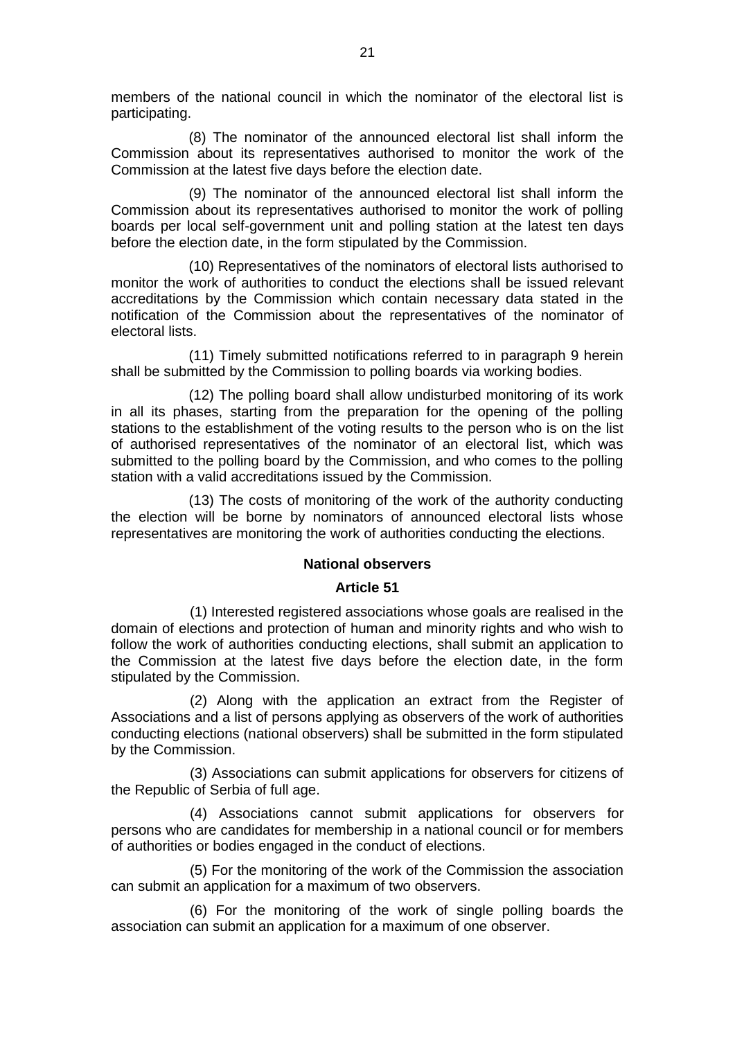members of the national council in which the nominator of the electoral list is participating.

(8) The nominator of the announced electoral list shall inform the Commission about its representatives authorised to monitor the work of the Commission at the latest five days before the election date.

(9) The nominator of the announced electoral list shall inform the Commission about its representatives authorised to monitor the work of polling boards per local self-government unit and polling station at the latest ten days before the election date, in the form stipulated by the Commission.

(10) Representatives of the nominators of electoral lists authorised to monitor the work of authorities to conduct the elections shall be issued relevant accreditations by the Commission which contain necessary data stated in the notification of the Commission about the representatives of the nominator of electoral lists.

(11) Timely submitted notifications referred to in paragraph 9 herein shall be submitted by the Commission to polling boards via working bodies.

(12) The polling board shall allow undisturbed monitoring of its work in all its phases, starting from the preparation for the opening of the polling stations to the establishment of the voting results to the person who is on the list of authorised representatives of the nominator of an electoral list, which was submitted to the polling board by the Commission, and who comes to the polling station with a valid accreditations issued by the Commission.

(13) The costs of monitoring of the work of the authority conducting the election will be borne by nominators of announced electoral lists whose representatives are monitoring the work of authorities conducting the elections.

**National observers**

**Article 51**

(1) Interested registered associations whose goals are realised in the domain of elections and protection of human and minority rights and who wish to follow the work of authorities conducting elections, shall submit an application to the Commission at the latest five days before the election date, in the form stipulated by the Commission.

(2) Along with the application an extract from the Register of Associations and a list of persons applying as observers of the work of authorities conducting elections (national observers) shall be submitted in the form stipulated by the Commission.

(3) Associations can submit applications for observers for citizens of the Republic of Serbia of full age.

(4) Associations cannot submit applications for observers for persons who are candidates for membership in a national council or for members of authorities or bodies engaged in the conduct of elections.

(5) For the monitoring of the work of the Commission the association can submit an application for a maximum of two observers.

(6) For the monitoring of the work of single polling boards the association can submit an application for a maximum of one observer.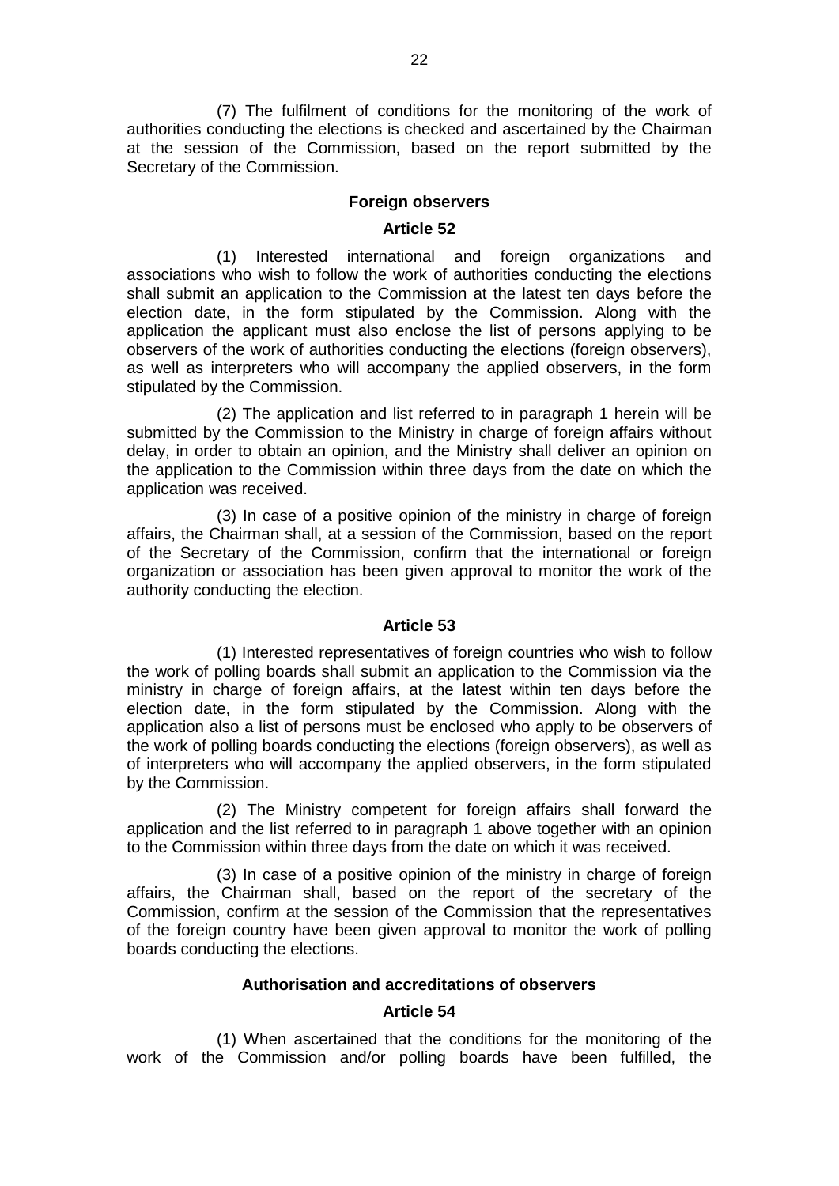(7) The fulfilment of conditions for the monitoring of the work of authorities conducting the elections is checked and ascertained by the Chairman at the session of the Commission, based on the report submitted by the Secretary of the Commission.

### Foreign observers

### Article 52

(1) Interested international and foreign organizations and associations who wish to follow the work of authorities conducting the elections shall submit an application to the Commission at the latest ten days before the election date, in the form stipulated by the Commission. Along with the application the applicant must also enclose the list of persons applying to be observers of the work of authorities conducting the elections (foreign observers), as well as interpreters who will accompany the applied observers, in the form stipulated by the Commission.

(2) The application and list referred to in paragraph 1 herein will be submitted by the Commission to the Ministry in charge of foreign affairs without delay, in order to obtain an opinion, and the Ministry shall deliver an opinion on the application to the Commission within three days from the date on which the application was received.

(3) In case of a positive opinion of the ministry in charge of foreign affairs, the Chairman shall, at a session of the Commission, based on the report of the Secretary of the Commission, confirm that the international or foreign organization or association has been given approval to monitor the work of the authority conducting the election.

### Article 53

(1) Interested representatives of foreign countries who wish to follow the work of polling boards shall submit an application to the Commission via the ministry in charge of foreign affairs, at the latest within ten days before the election date, in the form stipulated by the Commission. Along with the application also a list of persons must be enclosed who apply to be observers of the work of polling boards conducting the elections (foreign observers), as well as of interpreters who will accompany the applied observers, in the form stipulated by the Commission.

(2) The Ministry competent for foreign affairs shall forward the application and the list referred to in paragraph 1 above together with an opinion to the Commission within three days from the date on which it was received.

(3) In case of a positive opinion of the ministry in charge of foreign affairs, the Chairman shall, based on the report of the secretary of the Commission, confirm at the session of the Commission that the representatives of the foreign country have been given approval to monitor the work of polling boards conducting the elections.

### Authorisation and accreditations of observers

### Article 54

(1) When ascertained that the conditions for the monitoring of the work of the Commission and/or polling boards have been fulfilled, the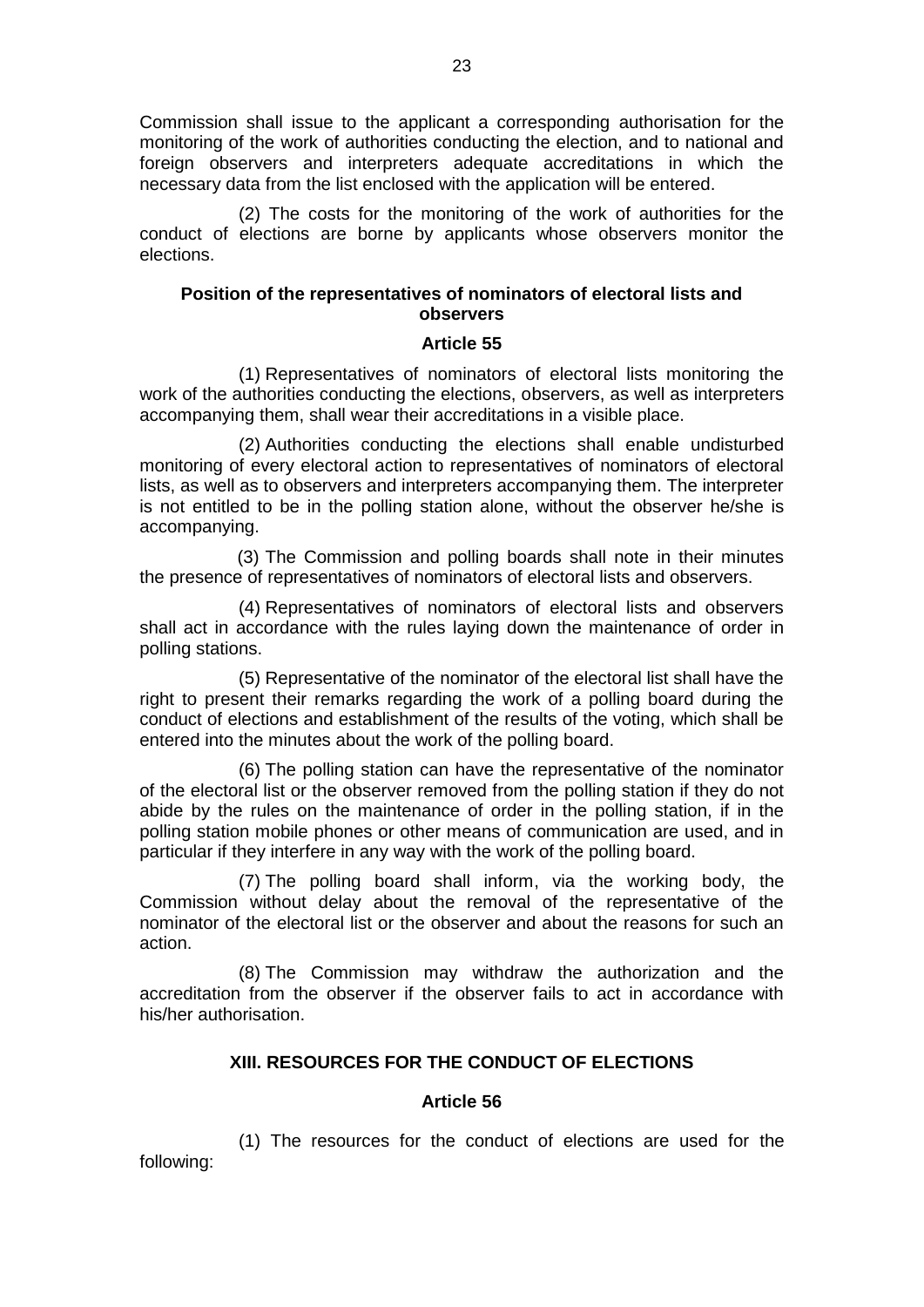Commission shall issue to the applicant a corresponding authorisation for the monitoring of the work of authorities conducting the election, and to national and foreign observers and interpreters adequate accreditations in which the necessary data from the list enclosed with the application will be entered.

(2) The costs for the monitoring of the work of authorities for the conduct of elections are borne by applicants whose observers monitor the elections.

**Position of the representatives of nominators of electoral lists and observers**

**Article 55**

(1) Representatives of nominators of electoral lists monitoring the work of the authorities conducting the elections, observers, as well as interpreters accompanying them, shall wear their accreditations in a visible place.

(2) Authorities conducting the elections shall enable undisturbed monitoring of every electoral action to representatives of nominators of electoral lists, as well as to observers and interpreters accompanying them. The interpreter is not entitled to be in the polling station alone, without the observer he/she is accompanying.

(3) The Commission and polling boards shall note in their minutes the presence of representatives of nominators of electoral lists and observers.

(4) Representatives of nominators of electoral lists and observers shall act in accordance with the rules laying down the maintenance of order in polling stations.

(5) Representative of the nominator of the electoral list shall have the right to present their remarks regarding the work of a polling board during the conduct of elections and establishment of the results of the voting, which shall be entered into the minutes about the work of the polling board.

(6) The polling station can have the representative of the nominator of the electoral list or the observer removed from the polling station if they do not abide by the rules on the maintenance of order in the polling station, if in the polling station mobile phones or other means of communication are used, and in particular if they interfere in any way with the work of the polling board.

(7) The polling board shall inform, via the working body, the Commission without delay about the removal of the representative of the nominator of the electoral list or the observer and about the reasons for such an action.

(8) The Commission may withdraw the authorization and the accreditation from the observer if the observer fails to act in accordance with his/her authorisation.

## XIII. RESOURCES FOR THE CONDUCT OF ELECTIONS

**Article 56**

(1) The resources for the conduct of elections are used for the following: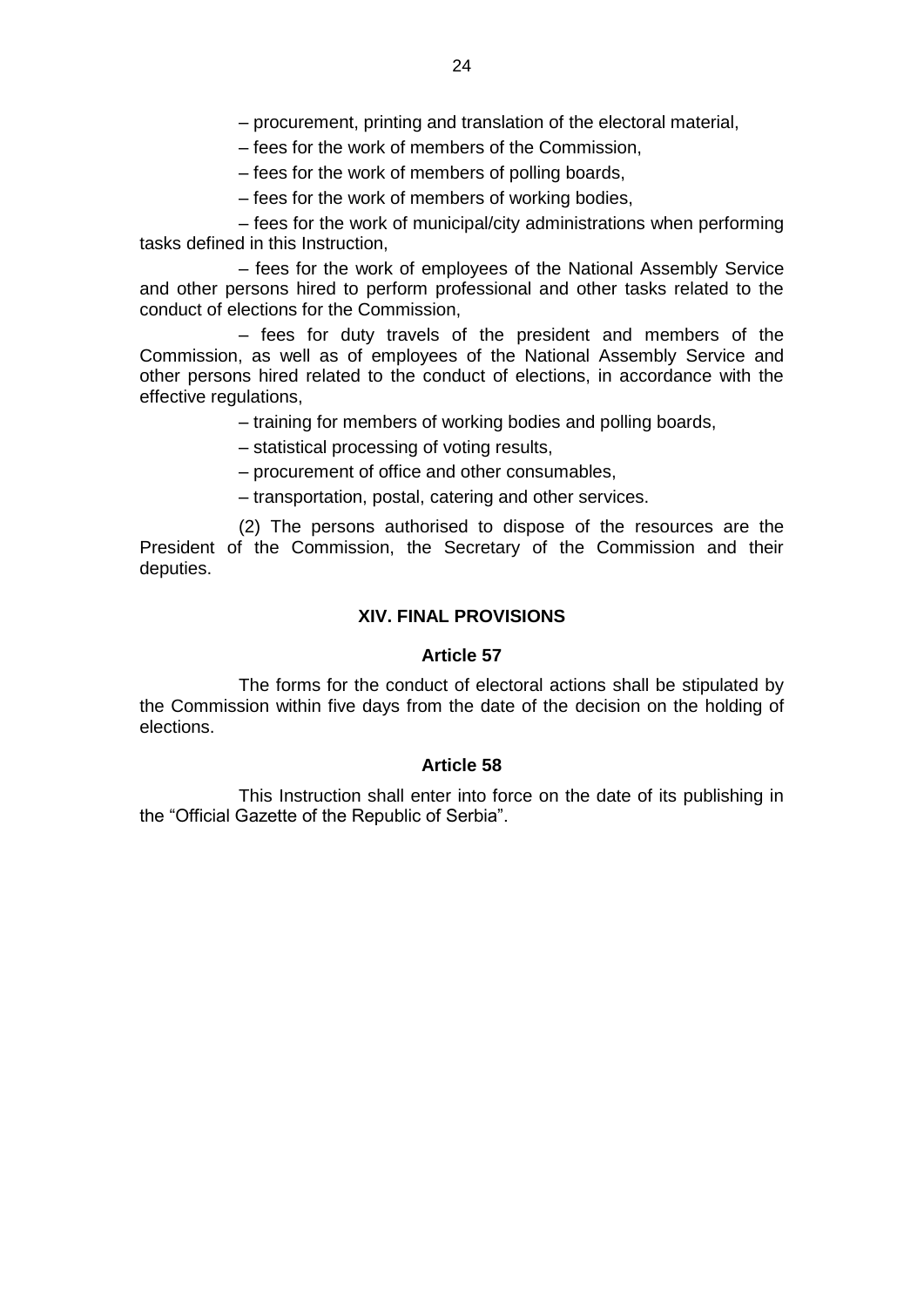– procurement, printing and translation of the electoral material,

– fees for the work of members of the Commission,

– fees for the work of members of polling boards,

– fees for the work of members of working bodies,

– fees for the work of municipal/city administrations when performing tasks defined in this Instruction,

– fees for the work of employees of the National Assembly Service and other persons hired to perform professional and other tasks related to the conduct of elections for the Commission,

– fees for duty travels of the president and members of the Commission, as well as of employees of the National Assembly Service and other persons hired related to the conduct of elections, in accordance with the effective regulations,

– training for members of working bodies and polling boards,

– statistical processing of voting results,

– procurement of office and other consumables,

– transportation, postal, catering and other services.

(2) The persons authorised to dispose of the resources are the President of the Commission, the Secretary of the Commission and their deputies.

## XIV. FINAL PROVISIONS

### Article 57

The forms for the conduct of electoral actions shall be stipulated by the Commission within five days from the date of the decision on the holding of elections.

### Article 58

This Instruction shall enter into force on the date of its publishing in the "Official Gazette of the Republic of Serbia".